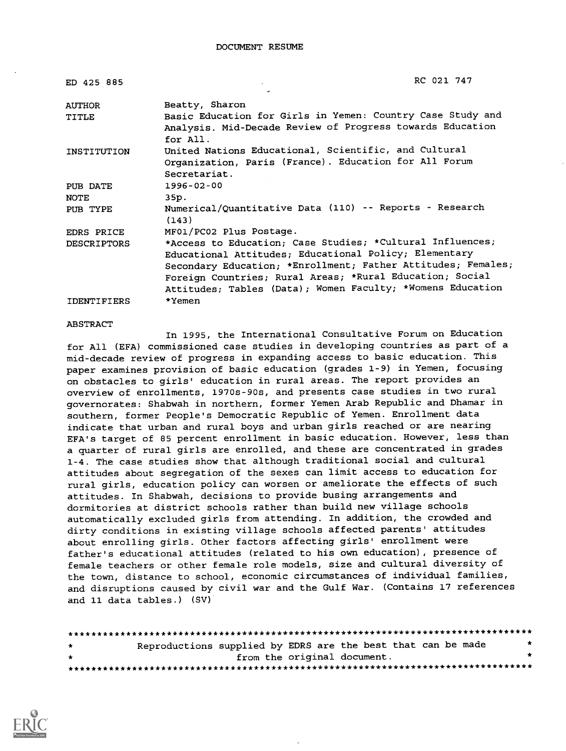# DOCUMENT RESUME

| | |
|---|---|
| ED 425 885 | RC 021 747 |
| AUTHOR | Beatty, Sharon |
| TITLE | Basic Education for Girls in Yemen: Country Case Study and Analysis. Mid-Decade Review of Progress towards Education for All. |
| INSTITUTION | United Nations Educational, Scientific, and Cultural Organization, Paris (France). Education for All Forum Secretariat. |
| PUB DATE | 1996-02-00 |
| NOTE | 35p. |
| PUB TYPE | Numerical/Quantitative Data (110) -- Reports - Research (143) |
| EDRS PRICE | MF01/PC02 Plus Postage. |
| DESCRIPTORS | *Access to Education; Case Studies; *Cultural Influences; Educational Attitudes; Educational Policy; Elementary Secondary Education; *Enrollment; Father Attitudes; Females; Foreign Countries; Rural Areas; *Rural Education; Social Attitudes; Tables (Data); Women Faculty; *Womens Education |
| IDENTIFIERS | *Yemen |

## ABSTRACT

In 1995, the International Consultative Forum on Education for All (EFA) commissioned case studies in developing countries as part of a mid-decade review of progress in expanding access to basic education. This paper examines provision of basic education (grades 1-9) in Yemen, focusing on obstacles to girls' education in rural areas. The report provides an overview of enrollments, 1970s-90s, and presents case studies in two rural governorates: Shabwah in northern, former Yemen Arab Republic and Dhamar in southern, former People's Democratic Republic of Yemen. Enrollment data indicate that urban and rural boys and urban girls reached or are nearing EFA's target of 85 percent enrollment in basic education. However, less than a quarter of rural girls are enrolled, and these are concentrated in grades 1-4. The case studies show that although traditional social and cultural attitudes about segregation of the sexes can limit access to education for rural girls, education policy can worsen or ameliorate the effects of such attitudes. In Shabwah, decisions to provide busing arrangements and dormitories at district schools rather than build new village schools automatically excluded girls from attending. In addition, the crowded and dirty conditions in existing village schools affected parents' attitudes about enrolling girls. Other factors affecting girls' enrollment were father's educational attitudes (related to his own education), presence of female teachers or other female role models, size and cultural diversity of the town, distance to school, economic circumstances of individual families, and disruptions caused by civil war and the Gulf War. (Contains 17 references and 11 data tables.) (SV)

********************************************************************************
* Reproductions supplied by EDRS are the best that can be made *
* from the original document. *
********************************************************************************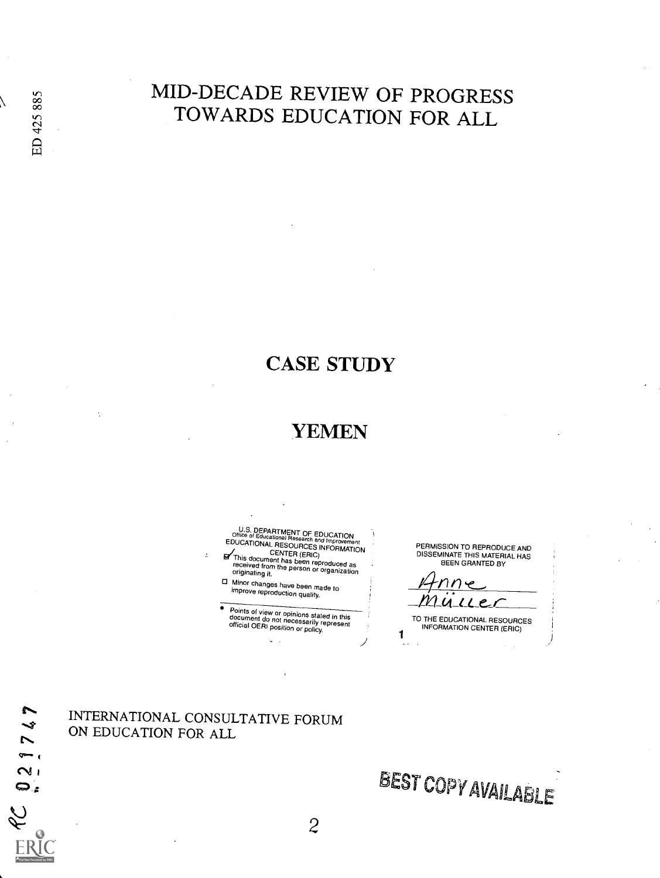# MID-DECADE REVIEW OF PROGRESS TOWARDS EDUCATION FOR ALL

## CASE STUDY

## YEMEN

U.S. DEPARTMENT OF EDUCATION
Office of Educational Research and Improvement
EDUCATIONAL RESOURCES INFORMATION CENTER (ERIC)

☑ This document has been reproduced as received from the person or organization originating it.

☐ Minor changes have been made to improve reproduction quality.

• Points of view or opinions stated in this document do not necessarily represent official OERI position or policy.

PERMISSION TO REPRODUCE AND DISSEMINATE THIS MATERIAL HAS BEEN GRANTED BY

Anne Müller

TO THE EDUCATIONAL RESOURCES INFORMATION CENTER (ERIC)

INTERNATIONAL CONSULTATIVE FORUM ON EDUCATION FOR ALL

BEST COPY AVAILABLE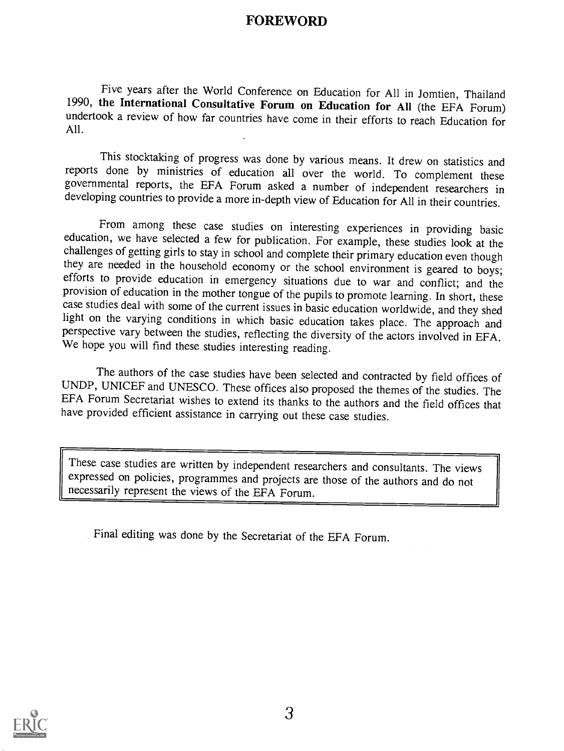# FOREWORD

Five years after the World Conference on Education for All in Jomtien, Thailand 1990, **the International Consultative Forum on Education for All** (the EFA Forum) undertook a review of how far countries have come in their efforts to reach Education for All.

This stocktaking of progress was done by various means. It drew on statistics and reports done by ministries of education all over the world. To complement these governmental reports, the EFA Forum asked a number of independent researchers in developing countries to provide a more in-depth view of Education for All in their countries.

From among these case studies on interesting experiences in providing basic education, we have selected a few for publication. For example, these studies look at the challenges of getting girls to stay in school and complete their primary education even though they are needed in the household economy or the school environment is geared to boys; efforts to provide education in emergency situations due to war and conflict; and the provision of education in the mother tongue of the pupils to promote learning. In short, these case studies deal with some of the current issues in basic education worldwide, and they shed light on the varying conditions in which basic education takes place. The approach and perspective vary between the studies, reflecting the diversity of the actors involved in EFA. We hope you will find these studies interesting reading.

The authors of the case studies have been selected and contracted by field offices of UNDP, UNICEF and UNESCO. These offices also proposed the themes of the studies. The EFA Forum Secretariat wishes to extend its thanks to the authors and the field offices that have provided efficient assistance in carrying out these case studies.

These case studies are written by independent researchers and consultants. The views expressed on policies, programmes and projects are those of the authors and do not necessarily represent the views of the EFA Forum.

Final editing was done by the Secretariat of the EFA Forum.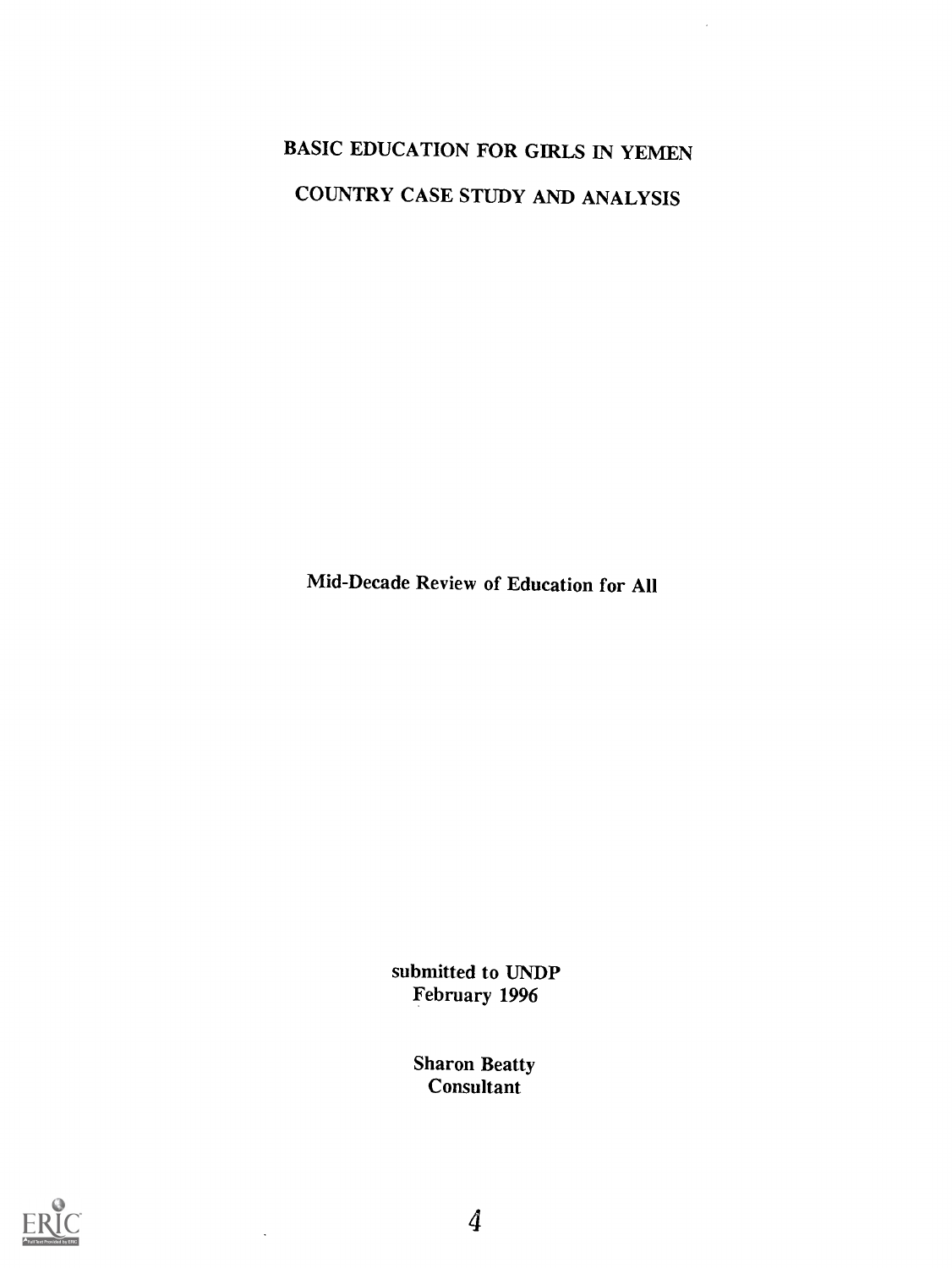# BASIC EDUCATION FOR GIRLS IN YEMEN

# COUNTRY CASE STUDY AND ANALYSIS

Mid-Decade Review of Education for All

submitted to UNDP
February 1996

Sharon Beatty
Consultant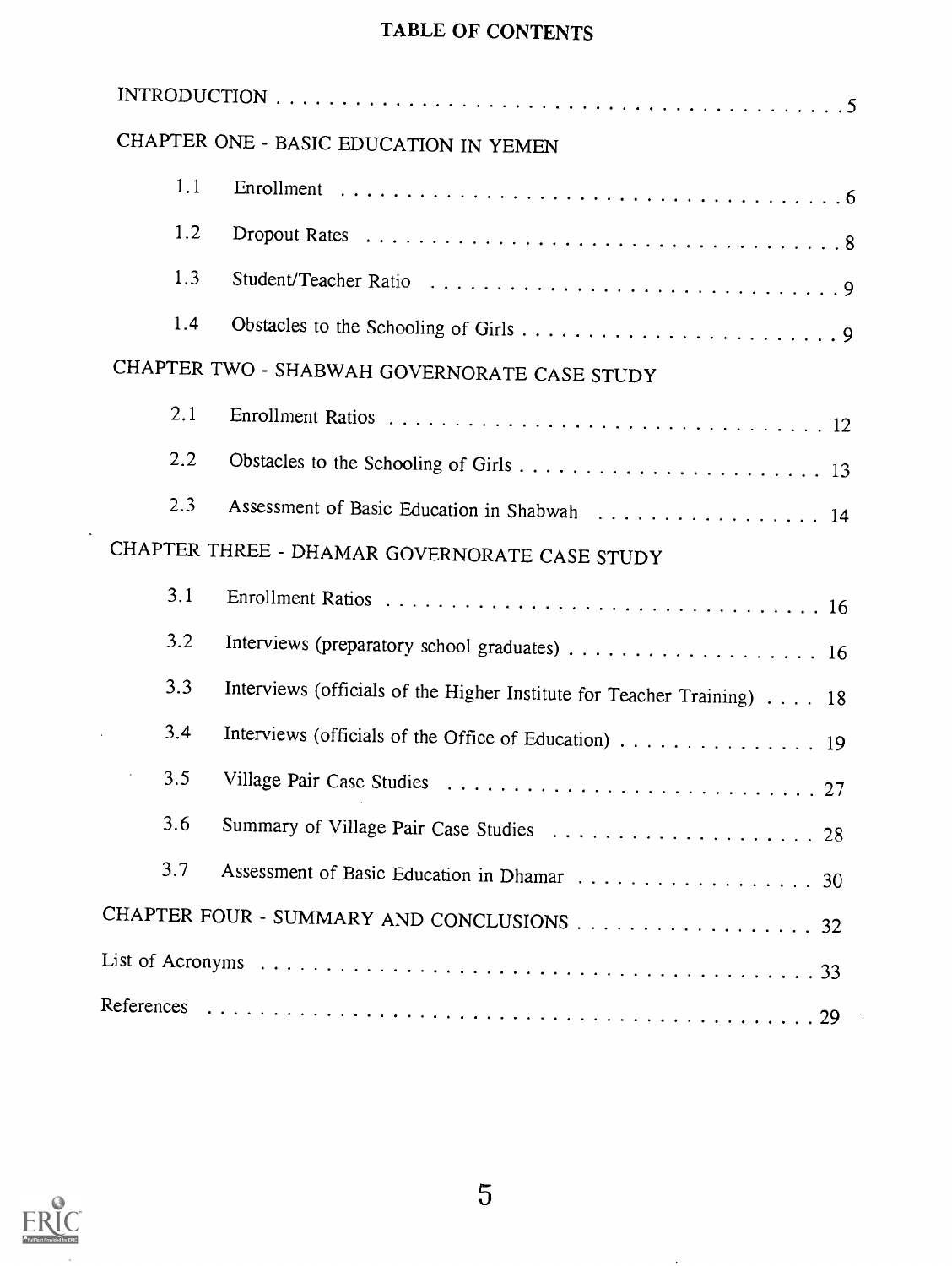# TABLE OF CONTENTS

INTRODUCTION . . . . . . . . . . . . . . . . . . . . . . . . . . . . . . . . . . . . . . . . 5

CHAPTER ONE - BASIC EDUCATION IN YEMEN

- 1.1 Enrollment . . . . . . . . . . . . . . . . . . . . . . . . . . . . . . . . . . . . . 6
- 1.2 Dropout Rates . . . . . . . . . . . . . . . . . . . . . . . . . . . . . . . . . . . 8
- 1.3 Student/Teacher Ratio . . . . . . . . . . . . . . . . . . . . . . . . . . . . . . . 9
- 1.4 Obstacles to the Schooling of Girls . . . . . . . . . . . . . . . . . . . . . . . . 9

CHAPTER TWO - SHABWAH GOVERNORATE CASE STUDY

- 2.1 Enrollment Ratios . . . . . . . . . . . . . . . . . . . . . . . . . . . . . . . . 12
- 2.2 Obstacles to the Schooling of Girls . . . . . . . . . . . . . . . . . . . . . . . 13
- 2.3 Assessment of Basic Education in Shabwah . . . . . . . . . . . . . . . . . . 14

CHAPTER THREE - DHAMAR GOVERNORATE CASE STUDY

- 3.1 Enrollment Ratios . . . . . . . . . . . . . . . . . . . . . . . . . . . . . . . . 16
- 3.2 Interviews (preparatory school graduates) . . . . . . . . . . . . . . . . . . . 16
- 3.3 Interviews (officials of the Higher Institute for Teacher Training) . . . . 18
- 3.4 Interviews (officials of the Office of Education) . . . . . . . . . . . . . . . 19
- 3.5 Village Pair Case Studies . . . . . . . . . . . . . . . . . . . . . . . . . . . . 27
- 3.6 Summary of Village Pair Case Studies . . . . . . . . . . . . . . . . . . . . 28
- 3.7 Assessment of Basic Education in Dhamar . . . . . . . . . . . . . . . . . . 30

CHAPTER FOUR - SUMMARY AND CONCLUSIONS . . . . . . . . . . . . . . . . . . 32

List of Acronyms . . . . . . . . . . . . . . . . . . . . . . . . . . . . . . . . . . . . . . 33

References . . . . . . . . . . . . . . . . . . . . . . . . . . . . . . . . . . . . . . . . . 29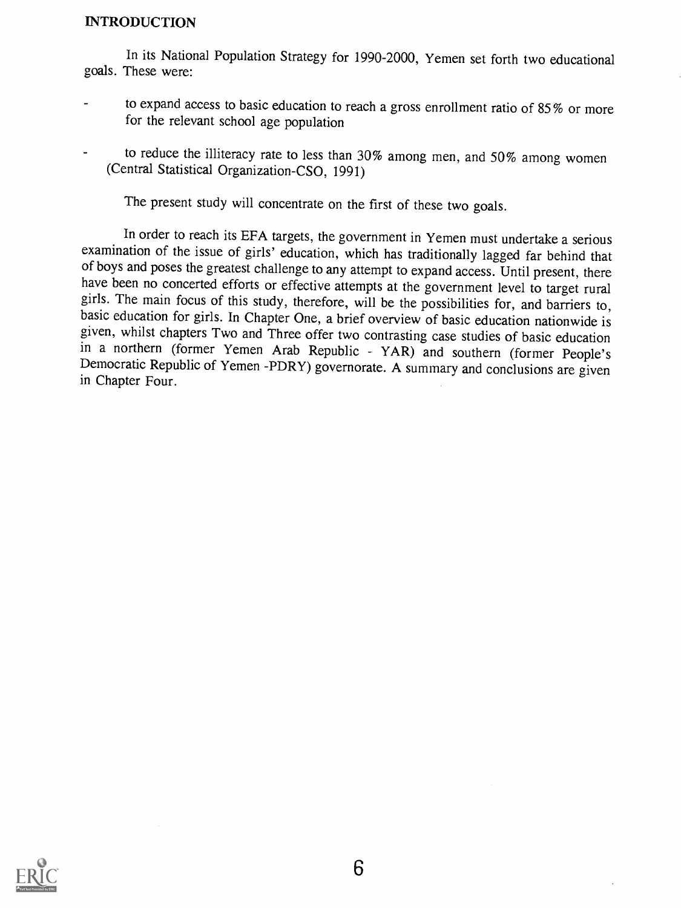## INTRODUCTION

In its National Population Strategy for 1990-2000, Yemen set forth two educational goals. These were:

- to expand access to basic education to reach a gross enrollment ratio of 85% or more for the relevant school age population
- to reduce the illiteracy rate to less than 30% among men, and 50% among women (Central Statistical Organization-CSO, 1991)

The present study will concentrate on the first of these two goals.

In order to reach its EFA targets, the government in Yemen must undertake a serious examination of the issue of girls' education, which has traditionally lagged far behind that of boys and poses the greatest challenge to any attempt to expand access. Until present, there have been no concerted efforts or effective attempts at the government level to target rural girls. The main focus of this study, therefore, will be the possibilities for, and barriers to, basic education for girls. In Chapter One, a brief overview of basic education nationwide is given, whilst chapters Two and Three offer two contrasting case studies of basic education in a northern (former Yemen Arab Republic - YAR) and southern (former People's Democratic Republic of Yemen -PDRY) governorate. A summary and conclusions are given in Chapter Four.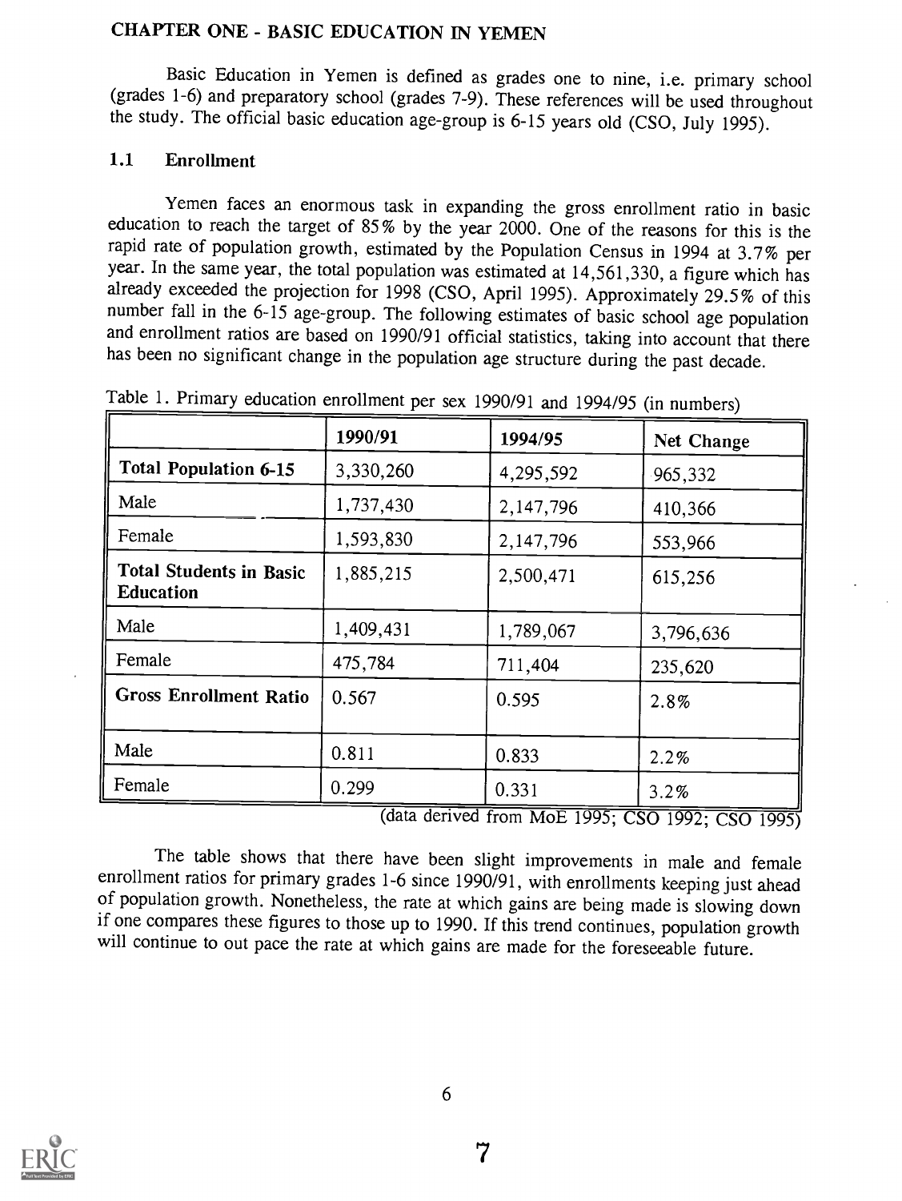## CHAPTER ONE - BASIC EDUCATION IN YEMEN

Basic Education in Yemen is defined as grades one to nine, i.e. primary school (grades 1-6) and preparatory school (grades 7-9). These references will be used throughout the study. The official basic education age-group is 6-15 years old (CSO, July 1995).

### 1.1 Enrollment

Yemen faces an enormous task in expanding the gross enrollment ratio in basic education to reach the target of 85% by the year 2000. One of the reasons for this is the rapid rate of population growth, estimated by the Population Census in 1994 at 3.7% per year. In the same year, the total population was estimated at 14,561,330, a figure which has already exceeded the projection for 1998 (CSO, April 1995). Approximately 29.5% of this number fall in the 6-15 age-group. The following estimates of basic school age population and enrollment ratios are based on 1990/91 official statistics, taking into account that there has been no significant change in the population age structure during the past decade.

Table 1. Primary education enrollment per sex 1990/91 and 1994/95 (in numbers)

| | 1990/91 | 1994/95 | Net Change |
|---|---|---|---|
| **Total Population 6-15** | 3,330,260 | 4,295,592 | 965,332 |
| Male | 1,737,430 | 2,147,796 | 410,366 |
| Female | 1,593,830 | 2,147,796 | 553,966 |
| **Total Students in Basic Education** | 1,885,215 | 2,500,471 | 615,256 |
| Male | 1,409,431 | 1,789,067 | 3,796,636 |
| Female | 475,784 | 711,404 | 235,620 |
| **Gross Enrollment Ratio** | 0.567 | 0.595 | 2.8% |
| Male | 0.811 | 0.833 | 2.2% |
| Female | 0.299 | 0.331 | 3.2% |

(data derived from MoE 1995; CSO 1992; CSO 1995)

The table shows that there have been slight improvements in male and female enrollment ratios for primary grades 1-6 since 1990/91, with enrollments keeping just ahead of population growth. Nonetheless, the rate at which gains are being made is slowing down if one compares these figures to those up to 1990. If this trend continues, population growth will continue to out pace the rate at which gains are made for the foreseeable future.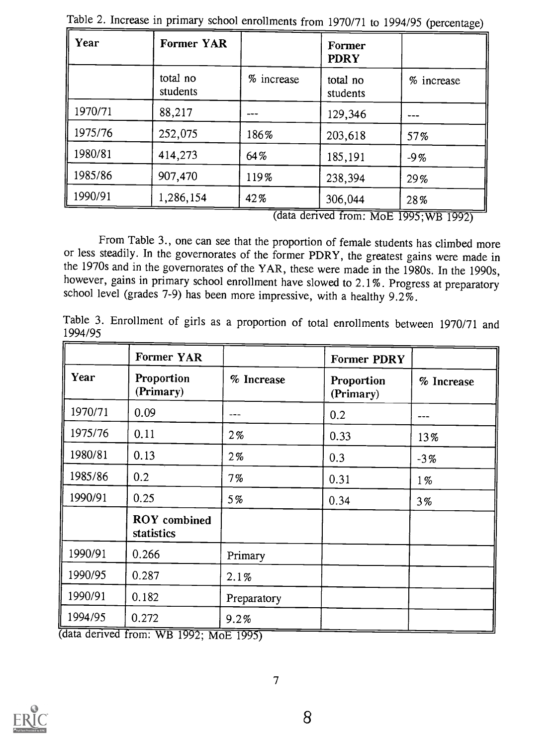Table 2. Increase in primary school enrollments from 1970/71 to 1994/95 (percentage)

| Year | Former YAR | | Former PDRY | |
|---|---|---|---|---|
| | total no students | % increase | total no students | % increase |
| 1970/71 | 88,217 | --- | 129,346 | --- |
| 1975/76 | 252,075 | 186% | 203,618 | 57% |
| 1980/81 | 414,273 | 64% | 185,191 | -9% |
| 1985/86 | 907,470 | 119% | 238,394 | 29% |
| 1990/91 | 1,286,154 | 42% | 306,044 | 28% |

(data derived from: MoE 1995;WB 1992)

From Table 3., one can see that the proportion of female students has climbed more or less steadily. In the governorates of the former PDRY, the greatest gains were made in the 1970s and in the governorates of the YAR, these were made in the 1980s. In the 1990s, however, gains in primary school enrollment have slowed to 2.1%. Progress at preparatory school level (grades 7-9) has been more impressive, with a healthy 9.2%.

Table 3. Enrollment of girls as a proportion of total enrollments between 1970/71 and 1994/95

| | Former YAR | | Former PDRY | |
|---|---|---|---|---|
| Year | Proportion (Primary) | % Increase | Proportion (Primary) | % Increase |
| 1970/71 | 0.09 | --- | 0.2 | --- |
| 1975/76 | 0.11 | 2% | 0.33 | 13% |
| 1980/81 | 0.13 | 2% | 0.3 | -3% |
| 1985/86 | 0.2 | 7% | 0.31 | 1% |
| 1990/91 | 0.25 | 5% | 0.34 | 3% |
| | **ROY combined statistics** | | | |
| 1990/91 | 0.266 | Primary | | |
| 1990/95 | 0.287 | 2.1% | | |
| 1990/91 | 0.182 | Preparatory | | |
| 1994/95 | 0.272 | 9.2% | | |

(data derived from: WB 1992; MoE 1995)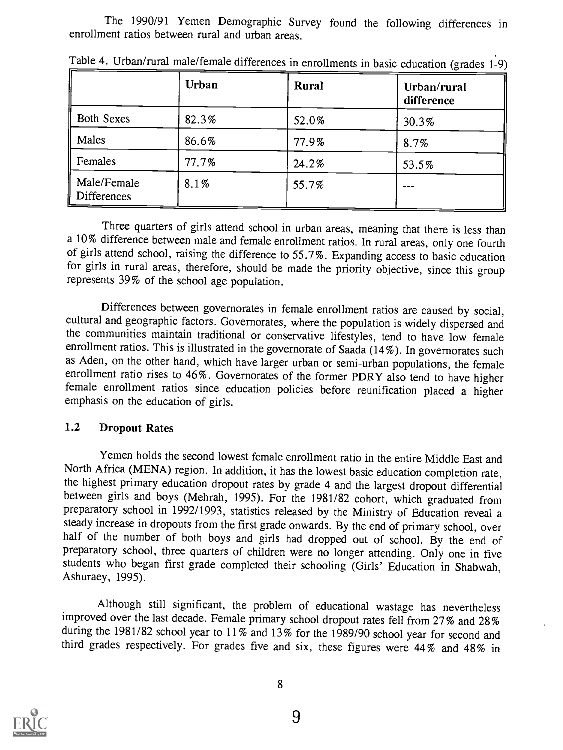The 1990/91 Yemen Demographic Survey found the following differences in enrollment ratios between rural and urban areas.

Table 4. Urban/rural male/female differences in enrollments in basic education (grades 1-9)

| | Urban | Rural | Urban/rural difference |
|---|---|---|---|
| Both Sexes | 82.3% | 52.0% | 30.3% |
| Males | 86.6% | 77.9% | 8.7% |
| Females | 77.7% | 24.2% | 53.5% |
| Male/Female Differences | 8.1% | 55.7% | --- |

Three quarters of girls attend school in urban areas, meaning that there is less than a 10% difference between male and female enrollment ratios. In rural areas, only one fourth of girls attend school, raising the difference to 55.7%. Expanding access to basic education for girls in rural areas, therefore, should be made the priority objective, since this group represents 39% of the school age population.

Differences between governorates in female enrollment ratios are caused by social, cultural and geographic factors. Governorates, where the population is widely dispersed and the communities maintain traditional or conservative lifestyles, tend to have low female enrollment ratios. This is illustrated in the governorate of Saada (14%). In governorates such as Aden, on the other hand, which have larger urban or semi-urban populations, the female enrollment ratio rises to 46%. Governorates of the former PDRY also tend to have higher female enrollment ratios since education policies before reunification placed a higher emphasis on the education of girls.

### 1.2 Dropout Rates

Yemen holds the second lowest female enrollment ratio in the entire Middle East and North Africa (MENA) region. In addition, it has the lowest basic education completion rate, the highest primary education dropout rates by grade 4 and the largest dropout differential between girls and boys (Mehrah, 1995). For the 1981/82 cohort, which graduated from preparatory school in 1992/1993, statistics released by the Ministry of Education reveal a steady increase in dropouts from the first grade onwards. By the end of primary school, over half of the number of both boys and girls had dropped out of school. By the end of preparatory school, three quarters of children were no longer attending. Only one in five students who began first grade completed their schooling (Girls' Education in Shabwah, Ashuraey, 1995).

Although still significant, the problem of educational wastage has nevertheless improved over the last decade. Female primary school dropout rates fell from 27% and 28% during the 1981/82 school year to 11% and 13% for the 1989/90 school year for second and third grades respectively. For grades five and six, these figures were 44% and 48% in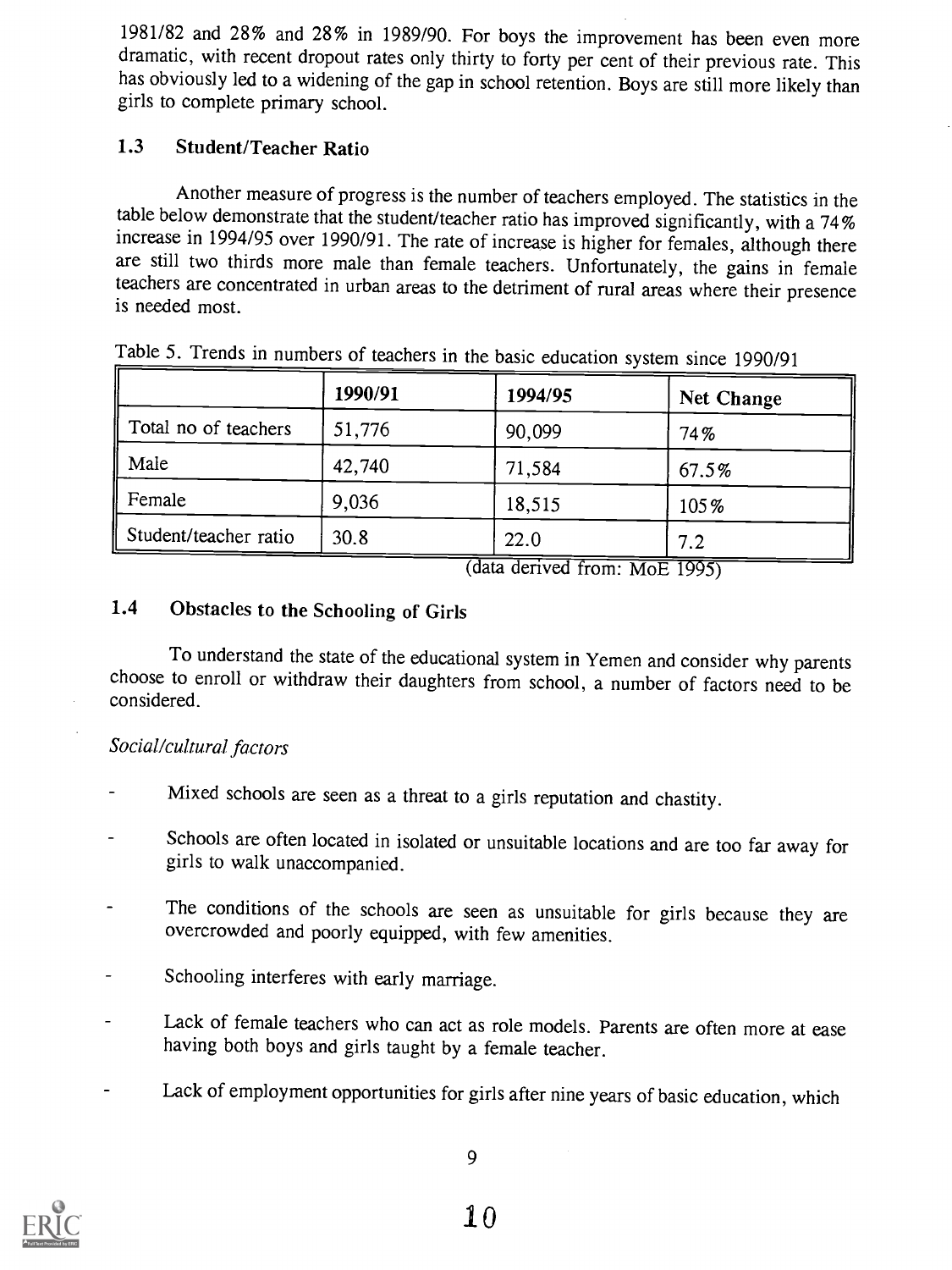1981/82 and 28% and 28% in 1989/90. For boys the improvement has been even more dramatic, with recent dropout rates only thirty to forty per cent of their previous rate. This has obviously led to a widening of the gap in school retention. Boys are still more likely than girls to complete primary school.

### 1.3 Student/Teacher Ratio

Another measure of progress is the number of teachers employed. The statistics in the table below demonstrate that the student/teacher ratio has improved significantly, with a 74% increase in 1994/95 over 1990/91. The rate of increase is higher for females, although there are still two thirds more male than female teachers. Unfortunately, the gains in female teachers are concentrated in urban areas to the detriment of rural areas where their presence is needed most.

Table 5. Trends in numbers of teachers in the basic education system since 1990/91

| | 1990/91 | 1994/95 | Net Change |
|---|---|---|---|
| Total no of teachers | 51,776 | 90,099 | 74% |
| Male | 42,740 | 71,584 | 67.5% |
| Female | 9,036 | 18,515 | 105% |
| Student/teacher ratio | 30.8 | 22.0 | 7.2 |

(data derived from: MoE 1995)

### 1.4 Obstacles to the Schooling of Girls

To understand the state of the educational system in Yemen and consider why parents choose to enroll or withdraw their daughters from school, a number of factors need to be considered.

*Social/cultural factors*

- Mixed schools are seen as a threat to a girls reputation and chastity.
- Schools are often located in isolated or unsuitable locations and are too far away for girls to walk unaccompanied.
- The conditions of the schools are seen as unsuitable for girls because they are overcrowded and poorly equipped, with few amenities.
- Schooling interferes with early marriage.
- Lack of female teachers who can act as role models. Parents are often more at ease having both boys and girls taught by a female teacher.
- Lack of employment opportunities for girls after nine years of basic education, which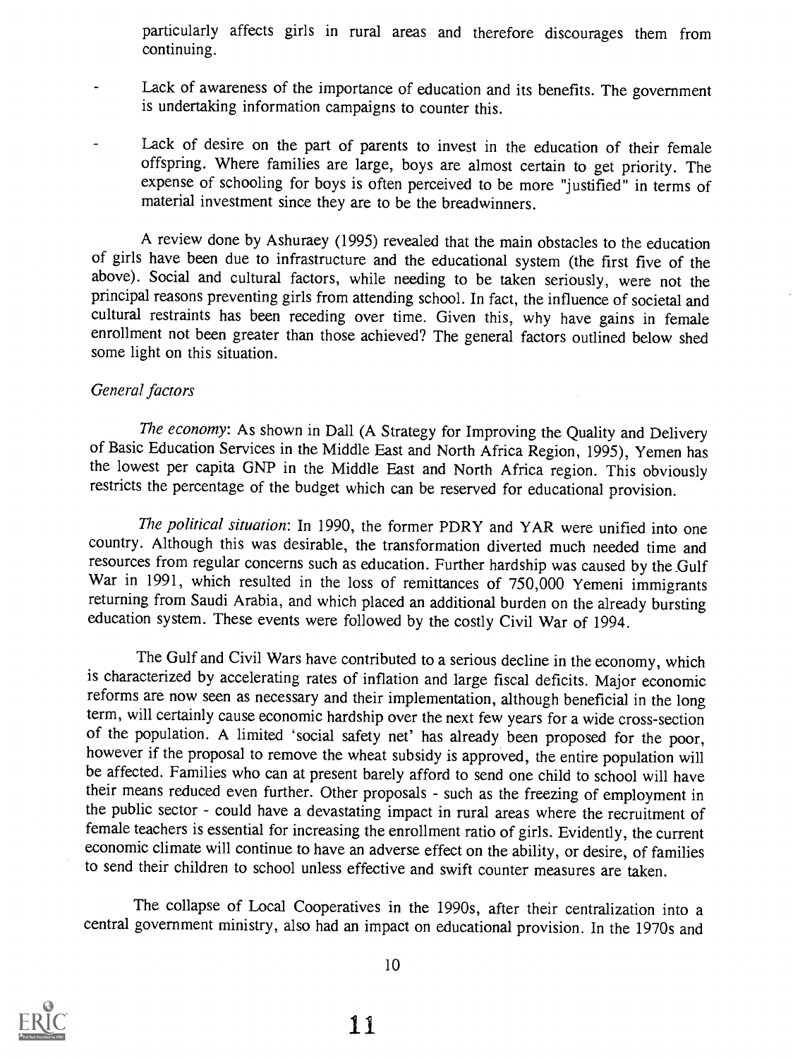particularly affects girls in rural areas and therefore discourages them from continuing.

- Lack of awareness of the importance of education and its benefits. The government is undertaking information campaigns to counter this.
- Lack of desire on the part of parents to invest in the education of their female offspring. Where families are large, boys are almost certain to get priority. The expense of schooling for boys is often perceived to be more "justified" in terms of material investment since they are to be the breadwinners.

A review done by Ashuraey (1995) revealed that the main obstacles to the education of girls have been due to infrastructure and the educational system (the first five of the above). Social and cultural factors, while needing to be taken seriously, were not the principal reasons preventing girls from attending school. In fact, the influence of societal and cultural restraints has been receding over time. Given this, why have gains in female enrollment not been greater than those achieved? The general factors outlined below shed some light on this situation.

*General factors*

*The economy*: As shown in Dall (A Strategy for Improving the Quality and Delivery of Basic Education Services in the Middle East and North Africa Region, 1995), Yemen has the lowest per capita GNP in the Middle East and North Africa region. This obviously restricts the percentage of the budget which can be reserved for educational provision.

*The political situation*: In 1990, the former PDRY and YAR were unified into one country. Although this was desirable, the transformation diverted much needed time and resources from regular concerns such as education. Further hardship was caused by the Gulf War in 1991, which resulted in the loss of remittances of 750,000 Yemeni immigrants returning from Saudi Arabia, and which placed an additional burden on the already bursting education system. These events were followed by the costly Civil War of 1994.

The Gulf and Civil Wars have contributed to a serious decline in the economy, which is characterized by accelerating rates of inflation and large fiscal deficits. Major economic reforms are now seen as necessary and their implementation, although beneficial in the long term, will certainly cause economic hardship over the next few years for a wide cross-section of the population. A limited 'social safety net' has already been proposed for the poor, however if the proposal to remove the wheat subsidy is approved, the entire population will be affected. Families who can at present barely afford to send one child to school will have their means reduced even further. Other proposals - such as the freezing of employment in the public sector - could have a devastating impact in rural areas where the recruitment of female teachers is essential for increasing the enrollment ratio of girls. Evidently, the current economic climate will continue to have an adverse effect on the ability, or desire, of families to send their children to school unless effective and swift counter measures are taken.

The collapse of Local Cooperatives in the 1990s, after their centralization into a central government ministry, also had an impact on educational provision. In the 1970s and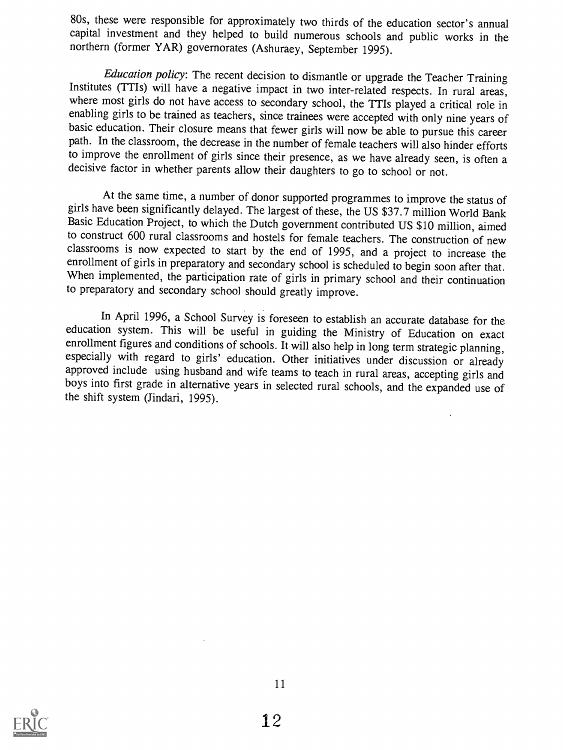80s, these were responsible for approximately two thirds of the education sector's annual capital investment and they helped to build numerous schools and public works in the northern (former YAR) governorates (Ashuraey, September 1995).

*Education policy*: The recent decision to dismantle or upgrade the Teacher Training Institutes (TTIs) will have a negative impact in two inter-related respects. In rural areas, where most girls do not have access to secondary school, the TTIs played a critical role in enabling girls to be trained as teachers, since trainees were accepted with only nine years of basic education. Their closure means that fewer girls will now be able to pursue this career path. In the classroom, the decrease in the number of female teachers will also hinder efforts to improve the enrollment of girls since their presence, as we have already seen, is often a decisive factor in whether parents allow their daughters to go to school or not.

At the same time, a number of donor supported programmes to improve the status of girls have been significantly delayed. The largest of these, the US $37.7 million World Bank Basic Education Project, to which the Dutch government contributed US $10 million, aimed to construct 600 rural classrooms and hostels for female teachers. The construction of new classrooms is now expected to start by the end of 1995, and a project to increase the enrollment of girls in preparatory and secondary school is scheduled to begin soon after that. When implemented, the participation rate of girls in primary school and their continuation to preparatory and secondary school should greatly improve.

In April 1996, a School Survey is foreseen to establish an accurate database for the education system. This will be useful in guiding the Ministry of Education on exact enrollment figures and conditions of schools. It will also help in long term strategic planning, especially with regard to girls' education. Other initiatives under discussion or already approved include using husband and wife teams to teach in rural areas, accepting girls and boys into first grade in alternative years in selected rural schools, and the expanded use of the shift system (Jindari, 1995).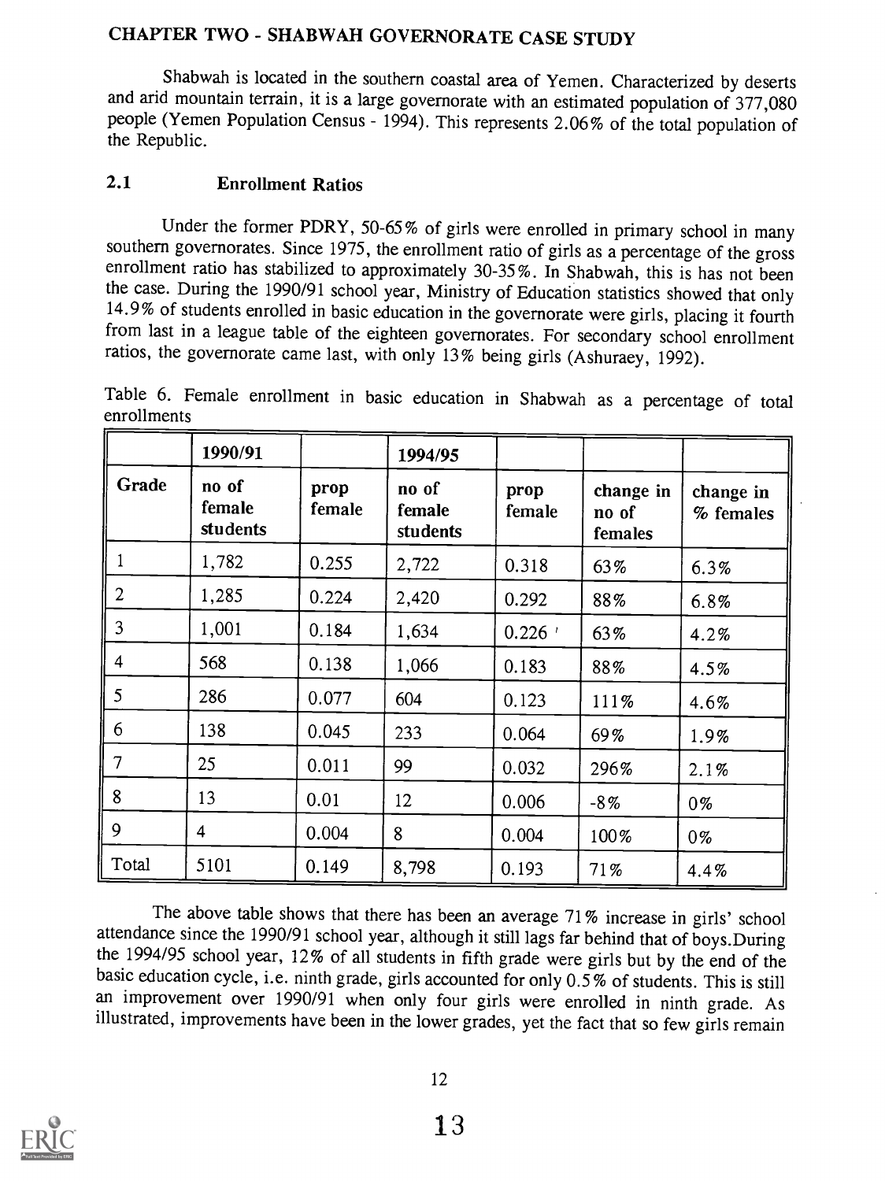## CHAPTER TWO - SHABWAH GOVERNORATE CASE STUDY

Shabwah is located in the southern coastal area of Yemen. Characterized by deserts and arid mountain terrain, it is a large governorate with an estimated population of 377,080 people (Yemen Population Census - 1994). This represents 2.06% of the total population of the Republic.

### 2.1 Enrollment Ratios

Under the former PDRY, 50-65% of girls were enrolled in primary school in many southern governorates. Since 1975, the enrollment ratio of girls as a percentage of the gross enrollment ratio has stabilized to approximately 30-35%. In Shabwah, this is has not been the case. During the 1990/91 school year, Ministry of Education statistics showed that only 14.9% of students enrolled in basic education in the governorate were girls, placing it fourth from last in a league table of the eighteen governorates. For secondary school enrollment ratios, the governorate came last, with only 13% being girls (Ashuraey, 1992).

Table 6. Female enrollment in basic education in Shabwah as a percentage of total enrollments

| | 1990/91 | | 1994/95 | | | |
|---|---|---|---|---|---|---|
| Grade | no of female students | prop female | no of female students | prop female | change in no of females | change in % females |
| 1 | 1,782 | 0.255 | 2,722 | 0.318 | 63% | 6.3% |
| 2 | 1,285 | 0.224 | 2,420 | 0.292 | 88% | 6.8% |
| 3 | 1,001 | 0.184 | 1,634 | 0.226 | 63% | 4.2% |
| 4 | 568 | 0.138 | 1,066 | 0.183 | 88% | 4.5% |
| 5 | 286 | 0.077 | 604 | 0.123 | 111% | 4.6% |
| 6 | 138 | 0.045 | 233 | 0.064 | 69% | 1.9% |
| 7 | 25 | 0.011 | 99 | 0.032 | 296% | 2.1% |
| 8 | 13 | 0.01 | 12 | 0.006 | -8% | 0% |
| 9 | 4 | 0.004 | 8 | 0.004 | 100% | 0% |
| Total | 5101 | 0.149 | 8,798 | 0.193 | 71% | 4.4% |

The above table shows that there has been an average 71% increase in girls' school attendance since the 1990/91 school year, although it still lags far behind that of boys.During the 1994/95 school year, 12% of all students in fifth grade were girls but by the end of the basic education cycle, i.e. ninth grade, girls accounted for only 0.5% of students. This is still an improvement over 1990/91 when only four girls were enrolled in ninth grade. As illustrated, improvements have been in the lower grades, yet the fact that so few girls remain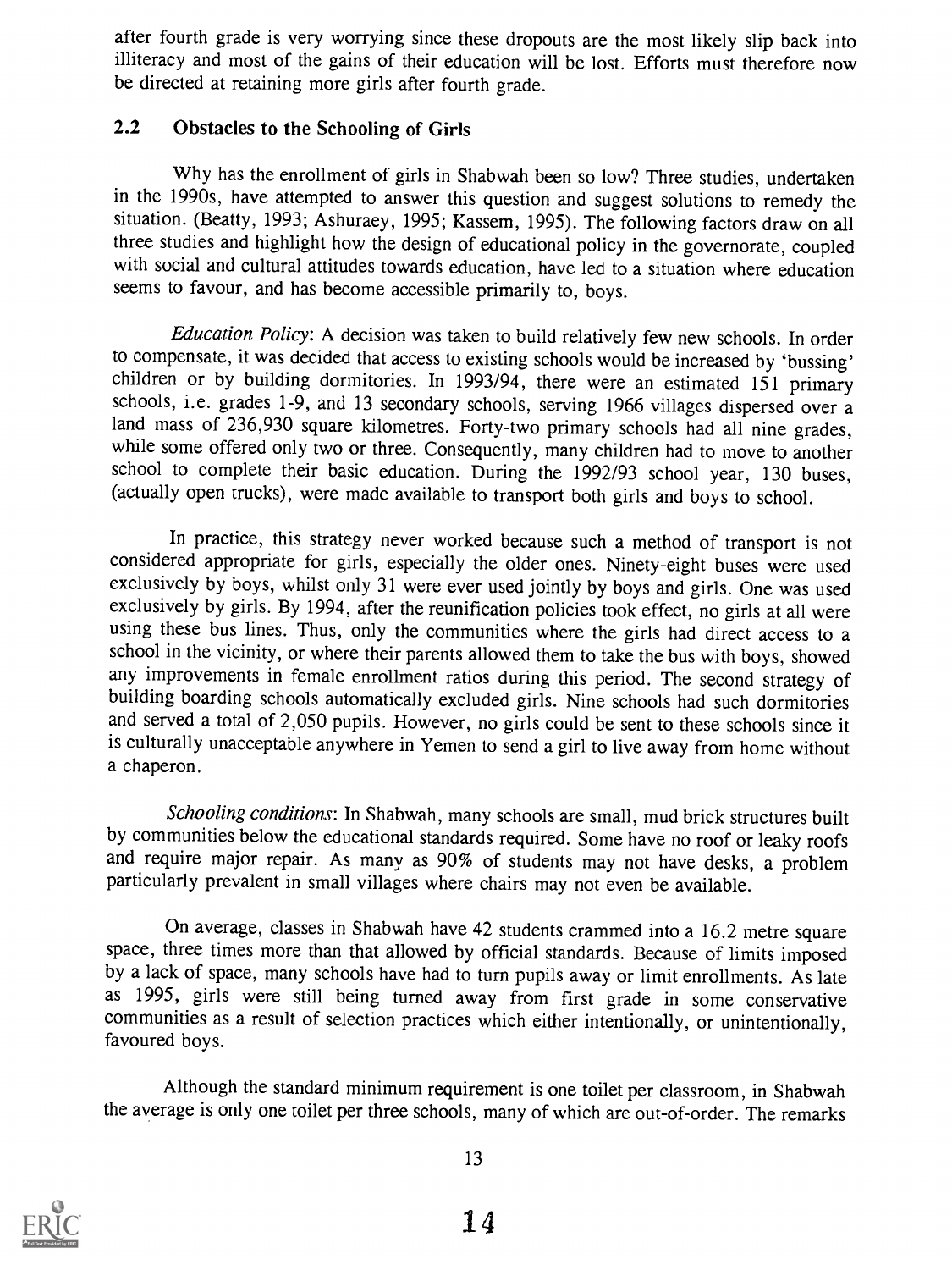after fourth grade is very worrying since these dropouts are the most likely slip back into illiteracy and most of the gains of their education will be lost. Efforts must therefore now be directed at retaining more girls after fourth grade.

## 2.2 Obstacles to the Schooling of Girls

Why has the enrollment of girls in Shabwah been so low? Three studies, undertaken in the 1990s, have attempted to answer this question and suggest solutions to remedy the situation. (Beatty, 1993; Ashuraey, 1995; Kassem, 1995). The following factors draw on all three studies and highlight how the design of educational policy in the governorate, coupled with social and cultural attitudes towards education, have led to a situation where education seems to favour, and has become accessible primarily to, boys.

*Education Policy*: A decision was taken to build relatively few new schools. In order to compensate, it was decided that access to existing schools would be increased by 'bussing' children or by building dormitories. In 1993/94, there were an estimated 151 primary schools, i.e. grades 1-9, and 13 secondary schools, serving 1966 villages dispersed over a land mass of 236,930 square kilometres. Forty-two primary schools had all nine grades, while some offered only two or three. Consequently, many children had to move to another school to complete their basic education. During the 1992/93 school year, 130 buses, (actually open trucks), were made available to transport both girls and boys to school.

In practice, this strategy never worked because such a method of transport is not considered appropriate for girls, especially the older ones. Ninety-eight buses were used exclusively by boys, whilst only 31 were ever used jointly by boys and girls. One was used exclusively by girls. By 1994, after the reunification policies took effect, no girls at all were using these bus lines. Thus, only the communities where the girls had direct access to a school in the vicinity, or where their parents allowed them to take the bus with boys, showed any improvements in female enrollment ratios during this period. The second strategy of building boarding schools automatically excluded girls. Nine schools had such dormitories and served a total of 2,050 pupils. However, no girls could be sent to these schools since it is culturally unacceptable anywhere in Yemen to send a girl to live away from home without a chaperon.

*Schooling conditions*: In Shabwah, many schools are small, mud brick structures built by communities below the educational standards required. Some have no roof or leaky roofs and require major repair. As many as 90% of students may not have desks, a problem particularly prevalent in small villages where chairs may not even be available.

On average, classes in Shabwah have 42 students crammed into a 16.2 metre square space, three times more than that allowed by official standards. Because of limits imposed by a lack of space, many schools have had to turn pupils away or limit enrollments. As late as 1995, girls were still being turned away from first grade in some conservative communities as a result of selection practices which either intentionally, or unintentionally, favoured boys.

Although the standard minimum requirement is one toilet per classroom, in Shabwah the average is only one toilet per three schools, many of which are out-of-order. The remarks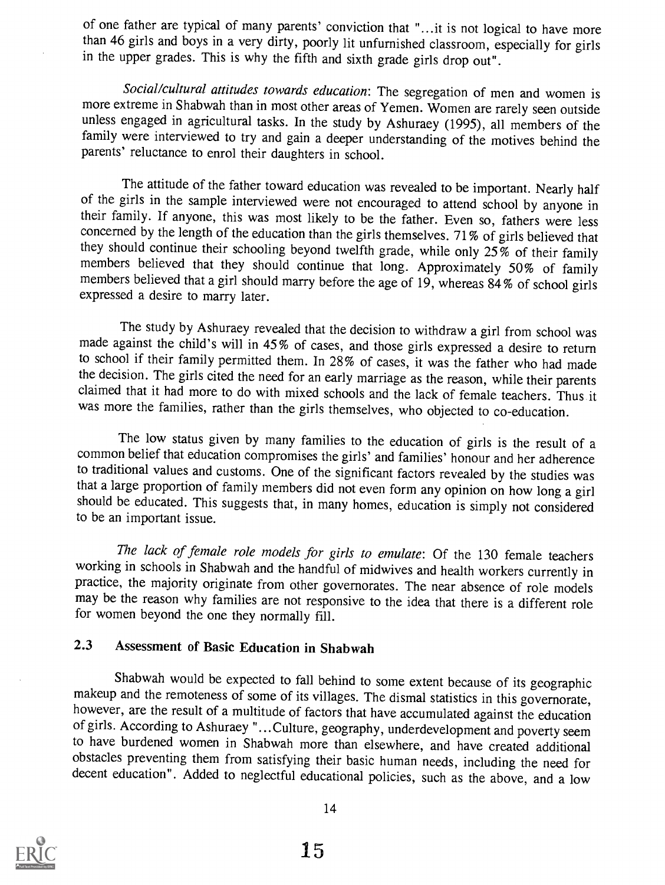of one father are typical of many parents' conviction that "...it is not logical to have more than 46 girls and boys in a very dirty, poorly lit unfurnished classroom, especially for girls in the upper grades. This is why the fifth and sixth grade girls drop out".

*Social/cultural attitudes towards education*: The segregation of men and women is more extreme in Shabwah than in most other areas of Yemen. Women are rarely seen outside unless engaged in agricultural tasks. In the study by Ashuraey (1995), all members of the family were interviewed to try and gain a deeper understanding of the motives behind the parents' reluctance to enrol their daughters in school.

The attitude of the father toward education was revealed to be important. Nearly half of the girls in the sample interviewed were not encouraged to attend school by anyone in their family. If anyone, this was most likely to be the father. Even so, fathers were less concerned by the length of the education than the girls themselves. 71% of girls believed that they should continue their schooling beyond twelfth grade, while only 25% of their family members believed that they should continue that long. Approximately 50% of family members believed that a girl should marry before the age of 19, whereas 84% of school girls expressed a desire to marry later.

The study by Ashuraey revealed that the decision to withdraw a girl from school was made against the child's will in 45% of cases, and those girls expressed a desire to return to school if their family permitted them. In 28% of cases, it was the father who had made the decision. The girls cited the need for an early marriage as the reason, while their parents claimed that it had more to do with mixed schools and the lack of female teachers. Thus it was more the families, rather than the girls themselves, who objected to co-education.

The low status given by many families to the education of girls is the result of a common belief that education compromises the girls' and families' honour and her adherence to traditional values and customs. One of the significant factors revealed by the studies was that a large proportion of family members did not even form any opinion on how long a girl should be educated. This suggests that, in many homes, education is simply not considered to be an important issue.

*The lack of female role models for girls to emulate*: Of the 130 female teachers working in schools in Shabwah and the handful of midwives and health workers currently in practice, the majority originate from other governorates. The near absence of role models may be the reason why families are not responsive to the idea that there is a different role for women beyond the one they normally fill.

## 2.3 Assessment of Basic Education in Shabwah

Shabwah would be expected to fall behind to some extent because of its geographic makeup and the remoteness of some of its villages. The dismal statistics in this governorate, however, are the result of a multitude of factors that have accumulated against the education of girls. According to Ashuraey "...Culture, geography, underdevelopment and poverty seem to have burdened women in Shabwah more than elsewhere, and have created additional obstacles preventing them from satisfying their basic human needs, including the need for decent education". Added to neglectful educational policies, such as the above, and a low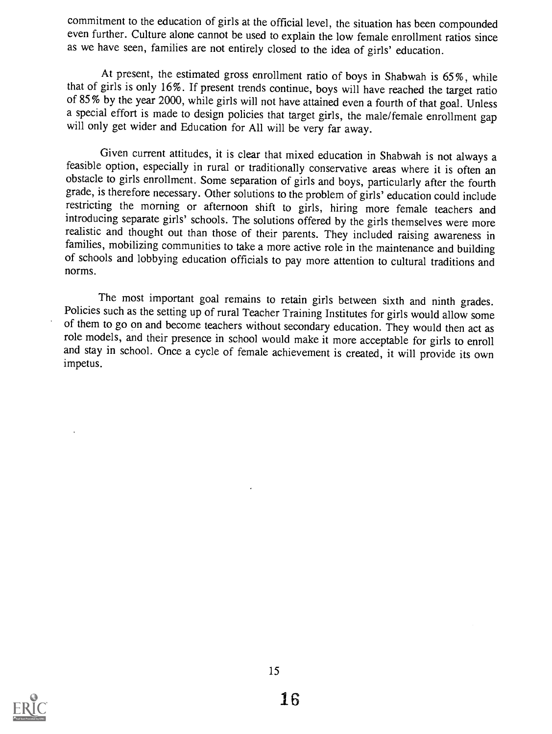commitment to the education of girls at the official level, the situation has been compounded even further. Culture alone cannot be used to explain the low female enrollment ratios since as we have seen, families are not entirely closed to the idea of girls' education.

At present, the estimated gross enrollment ratio of boys in Shabwah is 65%, while that of girls is only 16%. If present trends continue, boys will have reached the target ratio of 85% by the year 2000, while girls will not have attained even a fourth of that goal. Unless a special effort is made to design policies that target girls, the male/female enrollment gap will only get wider and Education for All will be very far away.

Given current attitudes, it is clear that mixed education in Shabwah is not always a feasible option, especially in rural or traditionally conservative areas where it is often an obstacle to girls enrollment. Some separation of girls and boys, particularly after the fourth grade, is therefore necessary. Other solutions to the problem of girls' education could include restricting the morning or afternoon shift to girls, hiring more female teachers and introducing separate girls' schools. The solutions offered by the girls themselves were more realistic and thought out than those of their parents. They included raising awareness in families, mobilizing communities to take a more active role in the maintenance and building of schools and lobbying education officials to pay more attention to cultural traditions and norms.

The most important goal remains to retain girls between sixth and ninth grades. Policies such as the setting up of rural Teacher Training Institutes for girls would allow some of them to go on and become teachers without secondary education. They would then act as role models, and their presence in school would make it more acceptable for girls to enroll and stay in school. Once a cycle of female achievement is created, it will provide its own impetus.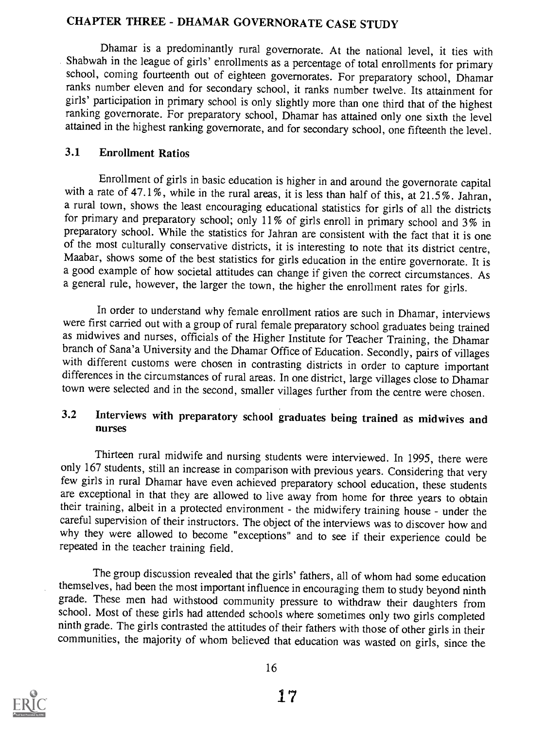# CHAPTER THREE - DHAMAR GOVERNORATE CASE STUDY

Dhamar is a predominantly rural governorate. At the national level, it ties with Shabwah in the league of girls' enrollments as a percentage of total enrollments for primary school, coming fourteenth out of eighteen governorates. For preparatory school, Dhamar ranks number eleven and for secondary school, it ranks number twelve. Its attainment for girls' participation in primary school is only slightly more than one third that of the highest ranking governorate. For preparatory school, Dhamar has attained only one sixth the level attained in the highest ranking governorate, and for secondary school, one fifteenth the level.

## 3.1 Enrollment Ratios

Enrollment of girls in basic education is higher in and around the governorate capital with a rate of 47.1%, while in the rural areas, it is less than half of this, at 21.5%. Jahran, a rural town, shows the least encouraging educational statistics for girls of all the districts for primary and preparatory school; only 11% of girls enroll in primary school and 3% in preparatory school. While the statistics for Jahran are consistent with the fact that it is one of the most culturally conservative districts, it is interesting to note that its district centre, Maabar, shows some of the best statistics for girls education in the entire governorate. It is a good example of how societal attitudes can change if given the correct circumstances. As a general rule, however, the larger the town, the higher the enrollment rates for girls.

In order to understand why female enrollment ratios are such in Dhamar, interviews were first carried out with a group of rural female preparatory school graduates being trained as midwives and nurses, officials of the Higher Institute for Teacher Training, the Dhamar branch of Sana'a University and the Dhamar Office of Education. Secondly, pairs of villages with different customs were chosen in contrasting districts in order to capture important differences in the circumstances of rural areas. In one district, large villages close to Dhamar town were selected and in the second, smaller villages further from the centre were chosen.

## 3.2 Interviews with preparatory school graduates being trained as midwives and nurses

Thirteen rural midwife and nursing students were interviewed. In 1995, there were only 167 students, still an increase in comparison with previous years. Considering that very few girls in rural Dhamar have even achieved preparatory school education, these students are exceptional in that they are allowed to live away from home for three years to obtain their training, albeit in a protected environment - the midwifery training house - under the careful supervision of their instructors. The object of the interviews was to discover how and why they were allowed to become "exceptions" and to see if their experience could be repeated in the teacher training field.

The group discussion revealed that the girls' fathers, all of whom had some education themselves, had been the most important influence in encouraging them to study beyond ninth grade. These men had withstood community pressure to withdraw their daughters from school. Most of these girls had attended schools where sometimes only two girls completed ninth grade. The girls contrasted the attitudes of their fathers with those of other girls in their communities, the majority of whom believed that education was wasted on girls, since the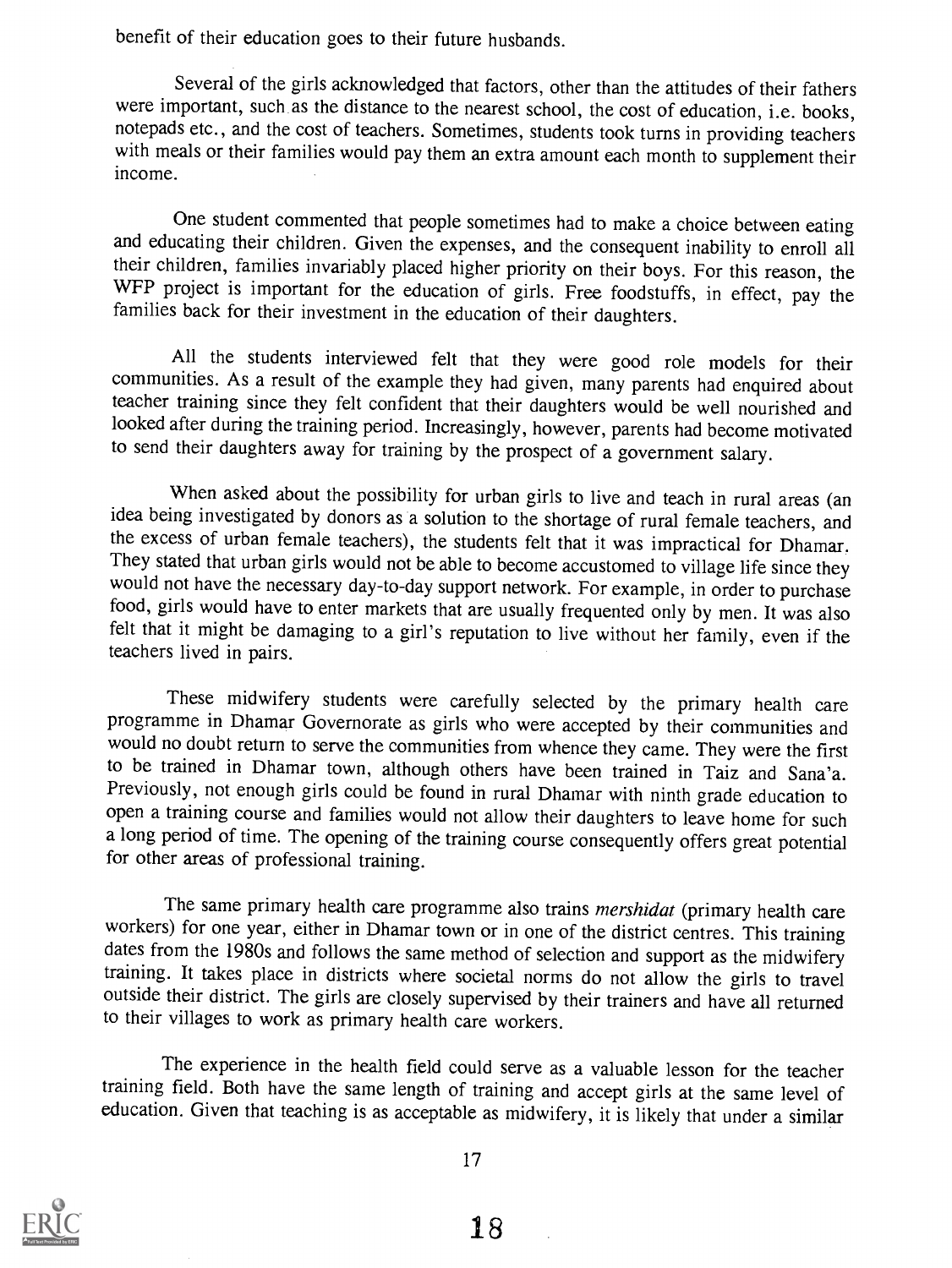benefit of their education goes to their future husbands.

Several of the girls acknowledged that factors, other than the attitudes of their fathers were important, such as the distance to the nearest school, the cost of education, i.e. books, notepads etc., and the cost of teachers. Sometimes, students took turns in providing teachers with meals or their families would pay them an extra amount each month to supplement their income.

One student commented that people sometimes had to make a choice between eating and educating their children. Given the expenses, and the consequent inability to enroll all their children, families invariably placed higher priority on their boys. For this reason, the WFP project is important for the education of girls. Free foodstuffs, in effect, pay the families back for their investment in the education of their daughters.

All the students interviewed felt that they were good role models for their communities. As a result of the example they had given, many parents had enquired about teacher training since they felt confident that their daughters would be well nourished and looked after during the training period. Increasingly, however, parents had become motivated to send their daughters away for training by the prospect of a government salary.

When asked about the possibility for urban girls to live and teach in rural areas (an idea being investigated by donors as a solution to the shortage of rural female teachers, and the excess of urban female teachers), the students felt that it was impractical for Dhamar. They stated that urban girls would not be able to become accustomed to village life since they would not have the necessary day-to-day support network. For example, in order to purchase food, girls would have to enter markets that are usually frequented only by men. It was also felt that it might be damaging to a girl's reputation to live without her family, even if the teachers lived in pairs.

These midwifery students were carefully selected by the primary health care programme in Dhamar Governorate as girls who were accepted by their communities and would no doubt return to serve the communities from whence they came. They were the first to be trained in Dhamar town, although others have been trained in Taiz and Sana'a. Previously, not enough girls could be found in rural Dhamar with ninth grade education to open a training course and families would not allow their daughters to leave home for such a long period of time. The opening of the training course consequently offers great potential for other areas of professional training.

The same primary health care programme also trains *mershidat* (primary health care workers) for one year, either in Dhamar town or in one of the district centres. This training dates from the 1980s and follows the same method of selection and support as the midwifery training. It takes place in districts where societal norms do not allow the girls to travel outside their district. The girls are closely supervised by their trainers and have all returned to their villages to work as primary health care workers.

The experience in the health field could serve as a valuable lesson for the teacher training field. Both have the same length of training and accept girls at the same level of education. Given that teaching is as acceptable as midwifery, it is likely that under a similar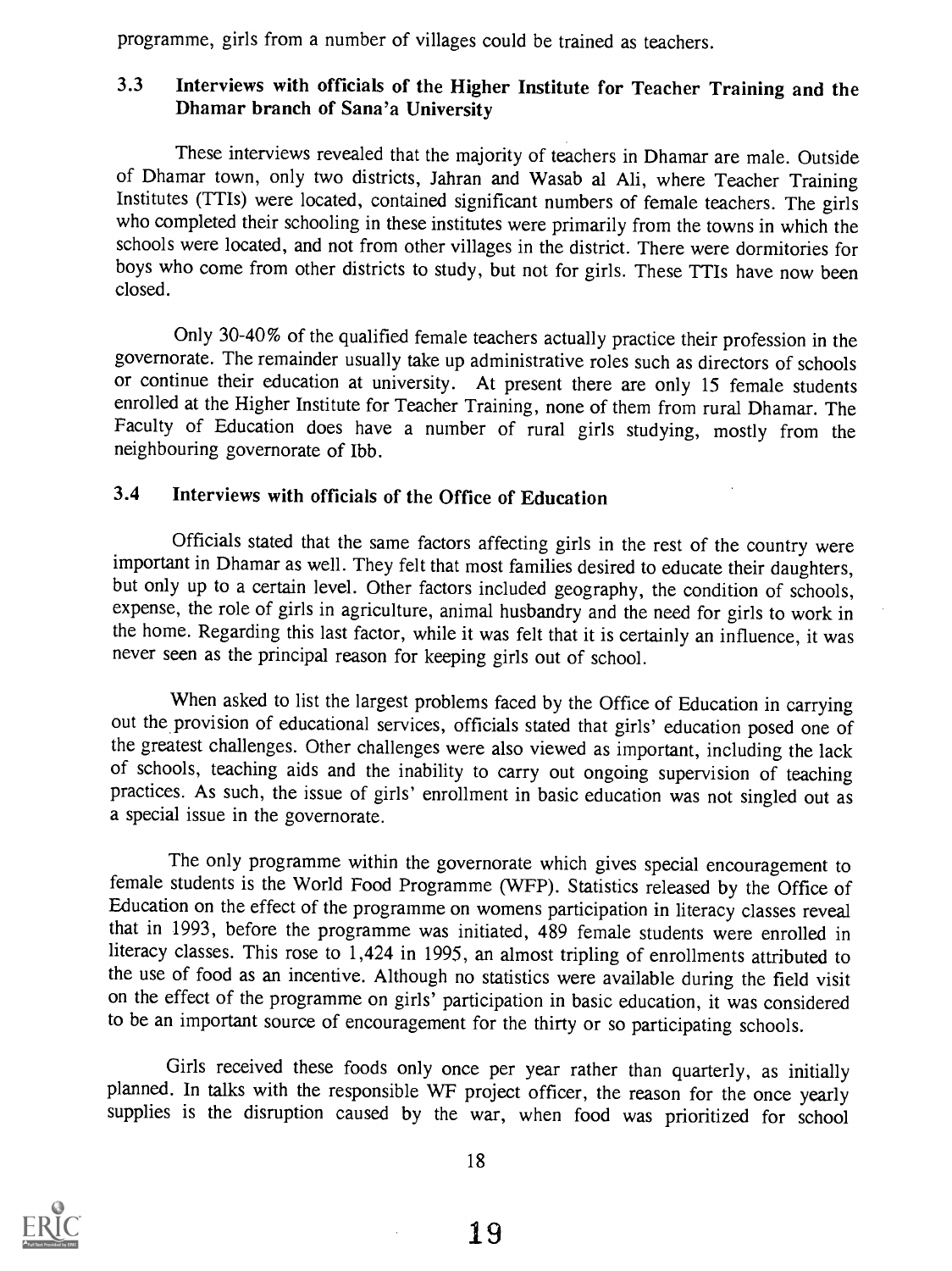programme, girls from a number of villages could be trained as teachers.

### 3.3 Interviews with officials of the Higher Institute for Teacher Training and the Dhamar branch of Sana'a University

These interviews revealed that the majority of teachers in Dhamar are male. Outside of Dhamar town, only two districts, Jahran and Wasab al Ali, where Teacher Training Institutes (TTIs) were located, contained significant numbers of female teachers. The girls who completed their schooling in these institutes were primarily from the towns in which the schools were located, and not from other villages in the district. There were dormitories for boys who come from other districts to study, but not for girls. These TTIs have now been closed.

Only 30-40% of the qualified female teachers actually practice their profession in the governorate. The remainder usually take up administrative roles such as directors of schools or continue their education at university. At present there are only 15 female students enrolled at the Higher Institute for Teacher Training, none of them from rural Dhamar. The Faculty of Education does have a number of rural girls studying, mostly from the neighbouring governorate of Ibb.

### 3.4 Interviews with officials of the Office of Education

Officials stated that the same factors affecting girls in the rest of the country were important in Dhamar as well. They felt that most families desired to educate their daughters, but only up to a certain level. Other factors included geography, the condition of schools, expense, the role of girls in agriculture, animal husbandry and the need for girls to work in the home. Regarding this last factor, while it was felt that it is certainly an influence, it was never seen as the principal reason for keeping girls out of school.

When asked to list the largest problems faced by the Office of Education in carrying out the provision of educational services, officials stated that girls' education posed one of the greatest challenges. Other challenges were also viewed as important, including the lack of schools, teaching aids and the inability to carry out ongoing supervision of teaching practices. As such, the issue of girls' enrollment in basic education was not singled out as a special issue in the governorate.

The only programme within the governorate which gives special encouragement to female students is the World Food Programme (WFP). Statistics released by the Office of Education on the effect of the programme on womens participation in literacy classes reveal that in 1993, before the programme was initiated, 489 female students were enrolled in literacy classes. This rose to 1,424 in 1995, an almost tripling of enrollments attributed to the use of food as an incentive. Although no statistics were available during the field visit on the effect of the programme on girls' participation in basic education, it was considered to be an important source of encouragement for the thirty or so participating schools.

Girls received these foods only once per year rather than quarterly, as initially planned. In talks with the responsible WF project officer, the reason for the once yearly supplies is the disruption caused by the war, when food was prioritized for school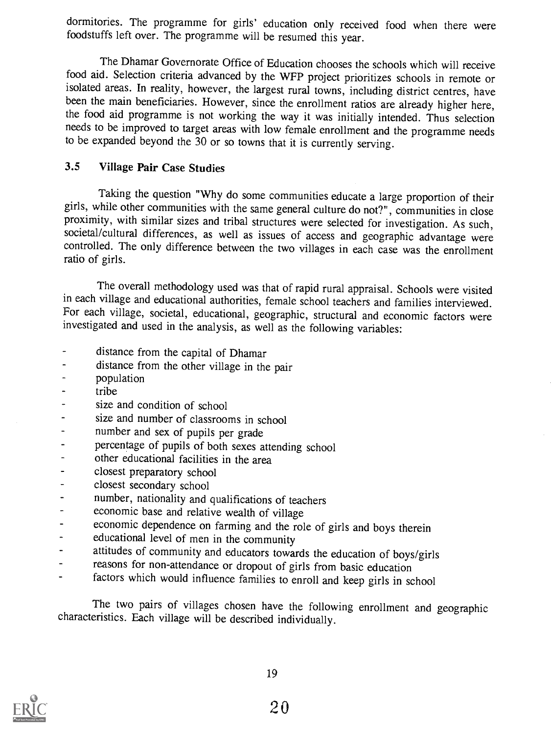dormitories. The programme for girls' education only received food when there were foodstuffs left over. The programme will be resumed this year.

The Dhamar Governorate Office of Education chooses the schools which will receive food aid. Selection criteria advanced by the WFP project prioritizes schools in remote or isolated areas. In reality, however, the largest rural towns, including district centres, have been the main beneficiaries. However, since the enrollment ratios are already higher here, the food aid programme is not working the way it was initially intended. Thus selection needs to be improved to target areas with low female enrollment and the programme needs to be expanded beyond the 30 or so towns that it is currently serving.

### 3.5 Village Pair Case Studies

Taking the question "Why do some communities educate a large proportion of their girls, while other communities with the same general culture do not?", communities in close proximity, with similar sizes and tribal structures were selected for investigation. As such, societal/cultural differences, as well as issues of access and geographic advantage were controlled. The only difference between the two villages in each case was the enrollment ratio of girls.

The overall methodology used was that of rapid rural appraisal. Schools were visited in each village and educational authorities, female school teachers and families interviewed. For each village, societal, educational, geographic, structural and economic factors were investigated and used in the analysis, as well as the following variables:

- distance from the capital of Dhamar
- distance from the other village in the pair
- population
- tribe
- size and condition of school
- size and number of classrooms in school
- number and sex of pupils per grade
- percentage of pupils of both sexes attending school
- other educational facilities in the area
- closest preparatory school
- closest secondary school
- number, nationality and qualifications of teachers
- economic base and relative wealth of village
- economic dependence on farming and the role of girls and boys therein
- educational level of men in the community
- attitudes of community and educators towards the education of boys/girls
- reasons for non-attendance or dropout of girls from basic education
- factors which would influence families to enroll and keep girls in school

The two pairs of villages chosen have the following enrollment and geographic characteristics. Each village will be described individually.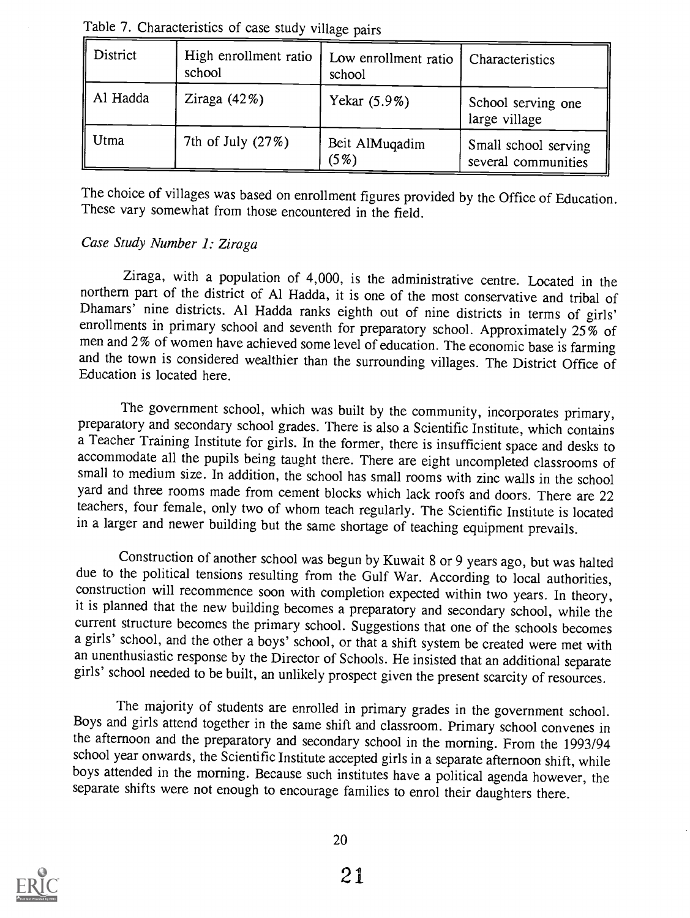Table 7. Characteristics of case study village pairs

| District | High enrollment ratio school | Low enrollment ratio school | Characteristics |
|---|---|---|---|
| Al Hadda | Ziraga (42%) | Yekar (5.9%) | School serving one large village |
| Utma | 7th of July (27%) | Beit AlMuqadim (5%) | Small school serving several communities |

The choice of villages was based on enrollment figures provided by the Office of Education. These vary somewhat from those encountered in the field.

*Case Study Number 1: Ziraga*

Ziraga, with a population of 4,000, is the administrative centre. Located in the northern part of the district of Al Hadda, it is one of the most conservative and tribal of Dhamars' nine districts. Al Hadda ranks eighth out of nine districts in terms of girls' enrollments in primary school and seventh for preparatory school. Approximately 25% of men and 2% of women have achieved some level of education. The economic base is farming and the town is considered wealthier than the surrounding villages. The District Office of Education is located here.

The government school, which was built by the community, incorporates primary, preparatory and secondary school grades. There is also a Scientific Institute, which contains a Teacher Training Institute for girls. In the former, there is insufficient space and desks to accommodate all the pupils being taught there. There are eight uncompleted classrooms of small to medium size. In addition, the school has small rooms with zinc walls in the school yard and three rooms made from cement blocks which lack roofs and doors. There are 22 teachers, four female, only two of whom teach regularly. The Scientific Institute is located in a larger and newer building but the same shortage of teaching equipment prevails.

Construction of another school was begun by Kuwait 8 or 9 years ago, but was halted due to the political tensions resulting from the Gulf War. According to local authorities, construction will recommence soon with completion expected within two years. In theory, it is planned that the new building becomes a preparatory and secondary school, while the current structure becomes the primary school. Suggestions that one of the schools becomes a girls' school, and the other a boys' school, or that a shift system be created were met with an unenthusiastic response by the Director of Schools. He insisted that an additional separate girls' school needed to be built, an unlikely prospect given the present scarcity of resources.

The majority of students are enrolled in primary grades in the government school. Boys and girls attend together in the same shift and classroom. Primary school convenes in the afternoon and the preparatory and secondary school in the morning. From the 1993/94 school year onwards, the Scientific Institute accepted girls in a separate afternoon shift, while boys attended in the morning. Because such institutes have a political agenda however, the separate shifts were not enough to encourage families to enrol their daughters there.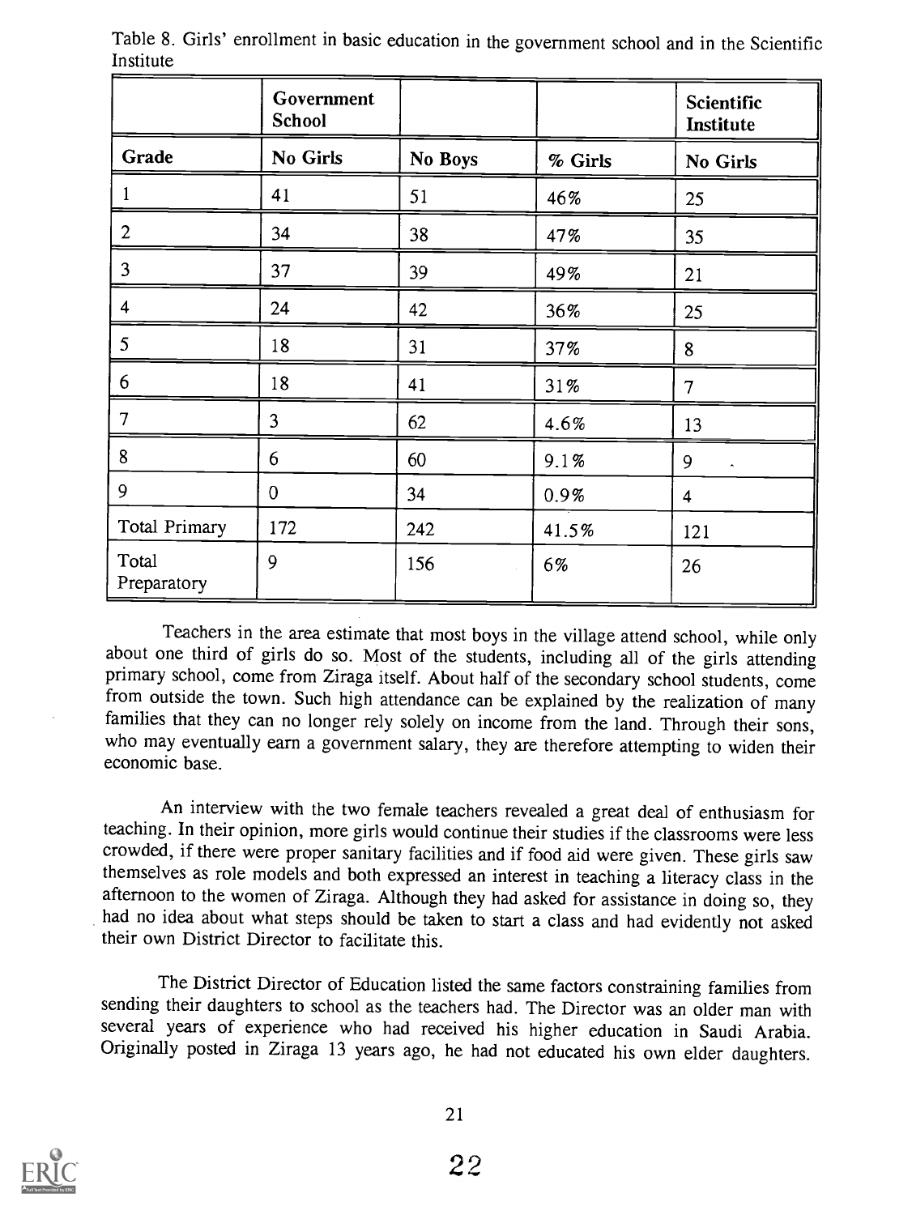Table 8. Girls' enrollment in basic education in the government school and in the Scientific Institute

| | Government School | | | Scientific Institute |
|---|---|---|---|---|
| **Grade** | **No Girls** | **No Boys** | **% Girls** | **No Girls** |
| 1 | 41 | 51 | 46% | 25 |
| 2 | 34 | 38 | 47% | 35 |
| 3 | 37 | 39 | 49% | 21 |
| 4 | 24 | 42 | 36% | 25 |
| 5 | 18 | 31 | 37% | 8 |
| 6 | 18 | 41 | 31% | 7 |
| 7 | 3 | 62 | 4.6% | 13 |
| 8 | 6 | 60 | 9.1% | 9 |
| 9 | 0 | 34 | 0.9% | 4 |
| Total Primary | 172 | 242 | 41.5% | 121 |
| Total Preparatory | 9 | 156 | 6% | 26 |

Teachers in the area estimate that most boys in the village attend school, while only about one third of girls do so. Most of the students, including all of the girls attending primary school, come from Ziraga itself. About half of the secondary school students, come from outside the town. Such high attendance can be explained by the realization of many families that they can no longer rely solely on income from the land. Through their sons, who may eventually earn a government salary, they are therefore attempting to widen their economic base.

An interview with the two female teachers revealed a great deal of enthusiasm for teaching. In their opinion, more girls would continue their studies if the classrooms were less crowded, if there were proper sanitary facilities and if food aid were given. These girls saw themselves as role models and both expressed an interest in teaching a literacy class in the afternoon to the women of Ziraga. Although they had asked for assistance in doing so, they had no idea about what steps should be taken to start a class and had evidently not asked their own District Director to facilitate this.

The District Director of Education listed the same factors constraining families from sending their daughters to school as the teachers had. The Director was an older man with several years of experience who had received his higher education in Saudi Arabia. Originally posted in Ziraga 13 years ago, he had not educated his own elder daughters.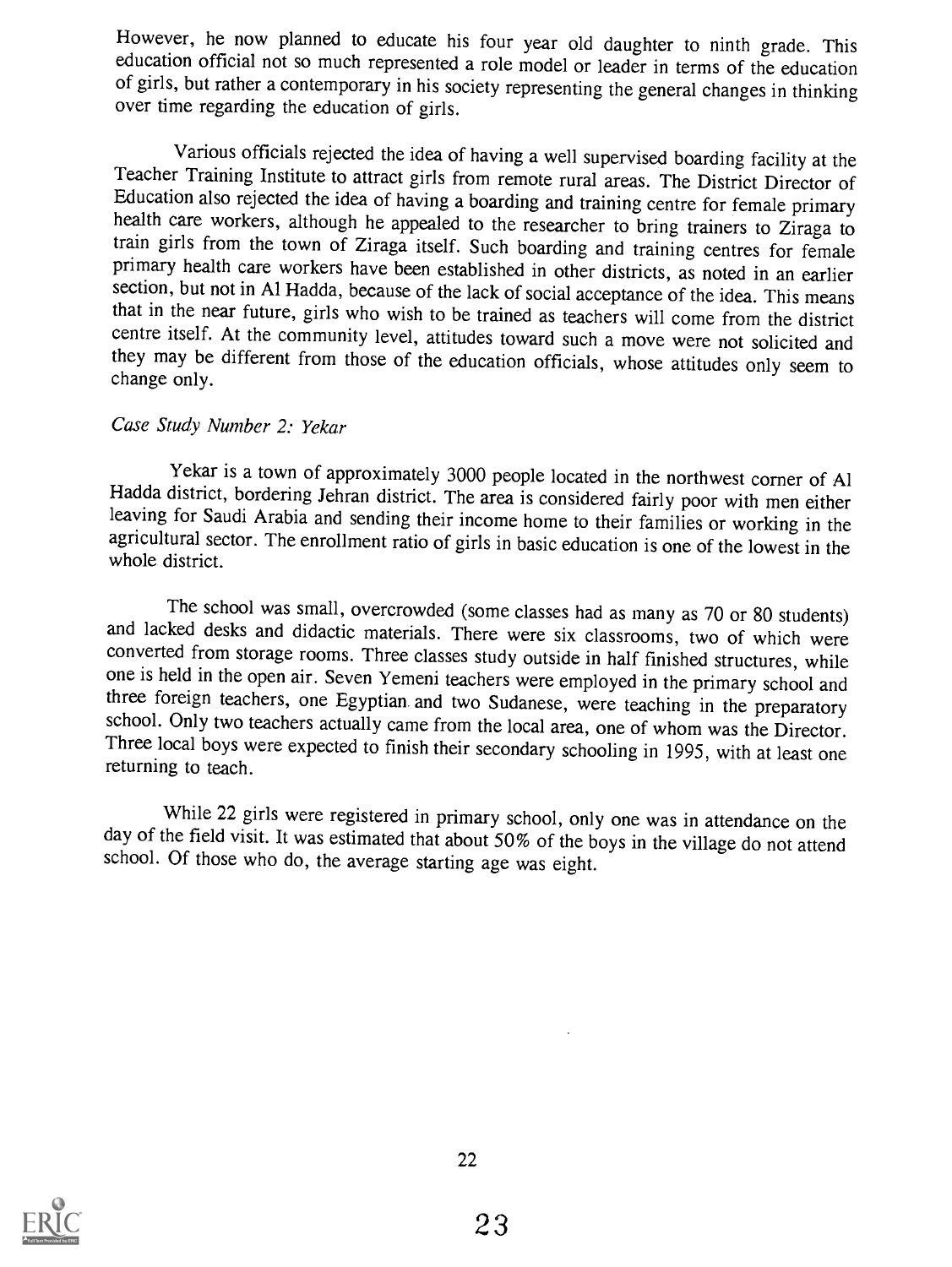However, he now planned to educate his four year old daughter to ninth grade. This education official not so much represented a role model or leader in terms of the education of girls, but rather a contemporary in his society representing the general changes in thinking over time regarding the education of girls.

Various officials rejected the idea of having a well supervised boarding facility at the Teacher Training Institute to attract girls from remote rural areas. The District Director of Education also rejected the idea of having a boarding and training centre for female primary health care workers, although he appealed to the researcher to bring trainers to Ziraga to train girls from the town of Ziraga itself. Such boarding and training centres for female primary health care workers have been established in other districts, as noted in an earlier section, but not in Al Hadda, because of the lack of social acceptance of the idea. This means that in the near future, girls who wish to be trained as teachers will come from the district centre itself. At the community level, attitudes toward such a move were not solicited and they may be different from those of the education officials, whose attitudes only seem to change only.

*Case Study Number 2: Yekar*

Yekar is a town of approximately 3000 people located in the northwest corner of Al Hadda district, bordering Jehran district. The area is considered fairly poor with men either leaving for Saudi Arabia and sending their income home to their families or working in the agricultural sector. The enrollment ratio of girls in basic education is one of the lowest in the whole district.

The school was small, overcrowded (some classes had as many as 70 or 80 students) and lacked desks and didactic materials. There were six classrooms, two of which were converted from storage rooms. Three classes study outside in half finished structures, while one is held in the open air. Seven Yemeni teachers were employed in the primary school and three foreign teachers, one Egyptian and two Sudanese, were teaching in the preparatory school. Only two teachers actually came from the local area, one of whom was the Director. Three local boys were expected to finish their secondary schooling in 1995, with at least one returning to teach.

While 22 girls were registered in primary school, only one was in attendance on the day of the field visit. It was estimated that about 50% of the boys in the village do not attend school. Of those who do, the average starting age was eight.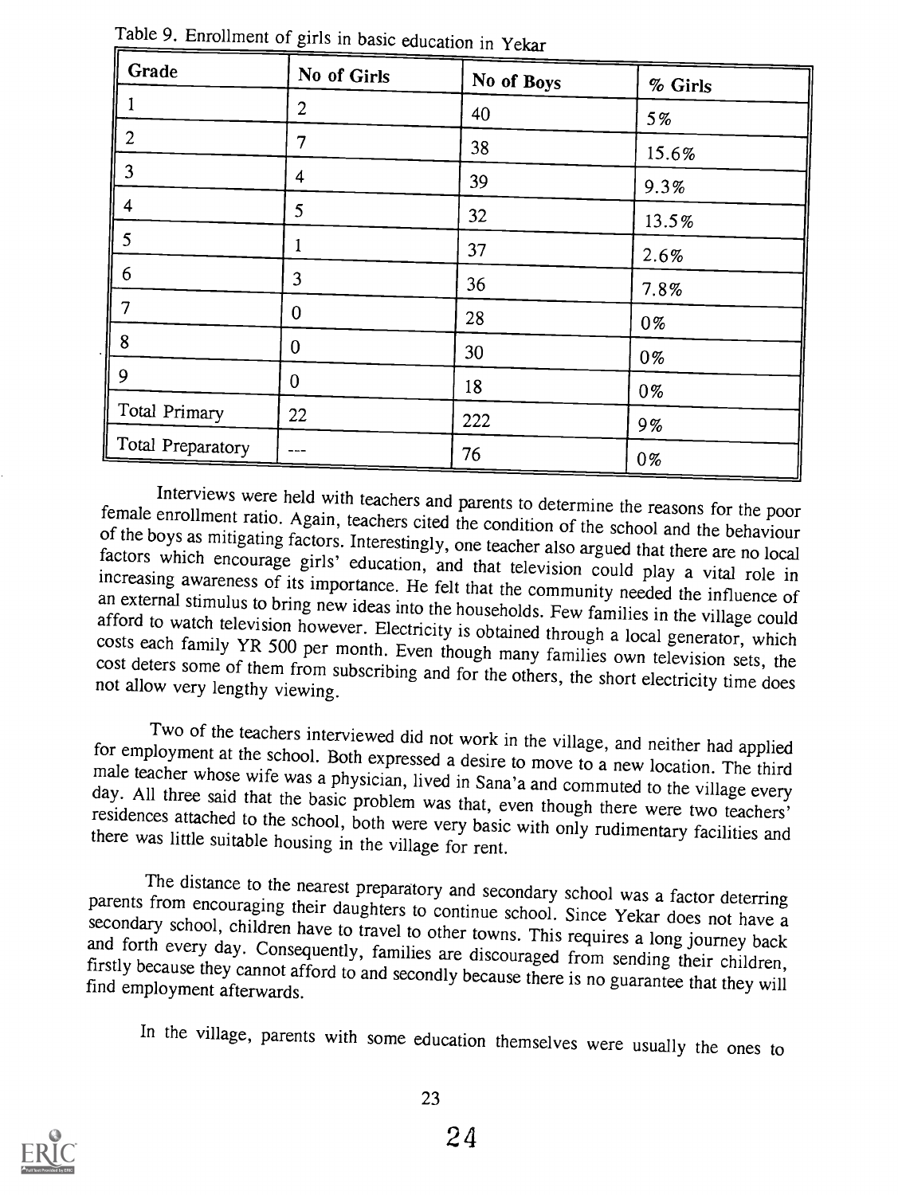Table 9. Enrollment of girls in basic education in Yekar

| Grade | No of Girls | No of Boys | % Girls |
|---|---|---|---|
| 1 | 2 | 40 | 5% |
| 2 | 7 | 38 | 15.6% |
| 3 | 4 | 39 | 9.3% |
| 4 | 5 | 32 | 13.5% |
| 5 | 1 | 37 | 2.6% |
| 6 | 3 | 36 | 7.8% |
| 7 | 0 | 28 | 0% |
| 8 | 0 | 30 | 0% |
| 9 | 0 | 18 | 0% |
| Total Primary | 22 | 222 | 9% |
| Total Preparatory | --- | 76 | 0% |

Interviews were held with teachers and parents to determine the reasons for the poor female enrollment ratio. Again, teachers cited the condition of the school and the behaviour of the boys as mitigating factors. Interestingly, one teacher also argued that there are no local factors which encourage girls' education, and that television could play a vital role in increasing awareness of its importance. He felt that the community needed the influence of an external stimulus to bring new ideas into the households. Few families in the village could afford to watch television however. Electricity is obtained through a local generator, which costs each family YR 500 per month. Even though many families own television sets, the cost deters some of them from subscribing and for the others, the short electricity time does not allow very lengthy viewing.

Two of the teachers interviewed did not work in the village, and neither had applied for employment at the school. Both expressed a desire to move to a new location. The third male teacher whose wife was a physician, lived in Sana'a and commuted to the village every day. All three said that the basic problem was that, even though there were two teachers' residences attached to the school, both were very basic with only rudimentary facilities and there was little suitable housing in the village for rent.

The distance to the nearest preparatory and secondary school was a factor deterring parents from encouraging their daughters to continue school. Since Yekar does not have a secondary school, children have to travel to other towns. This requires a long journey back and forth every day. Consequently, families are discouraged from sending their children, firstly because they cannot afford to and secondly because there is no guarantee that they will find employment afterwards.

In the village, parents with some education themselves were usually the ones to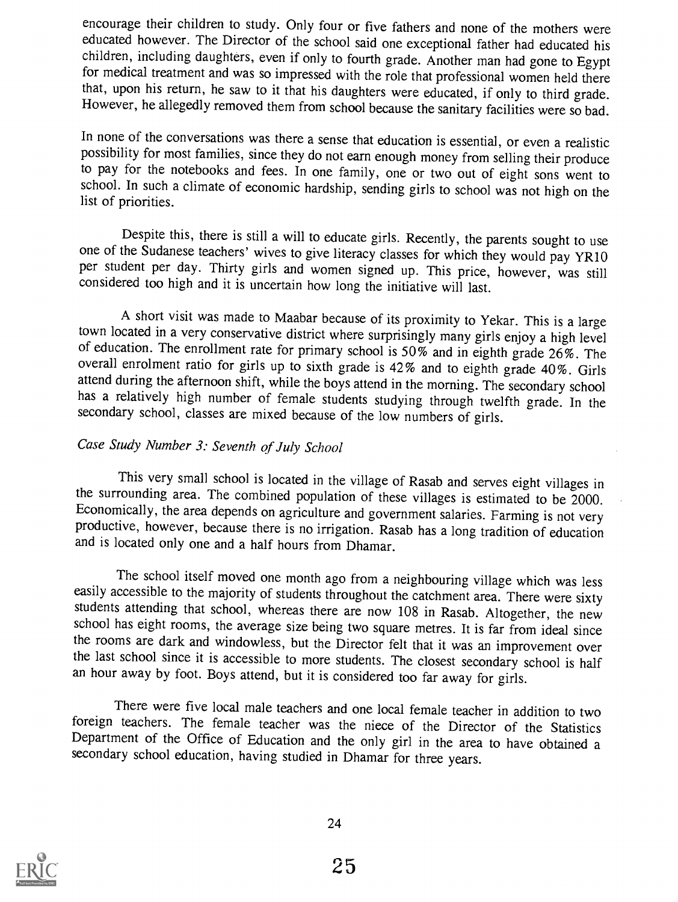encourage their children to study. Only four or five fathers and none of the mothers were educated however. The Director of the school said one exceptional father had educated his children, including daughters, even if only to fourth grade. Another man had gone to Egypt for medical treatment and was so impressed with the role that professional women held there that, upon his return, he saw to it that his daughters were educated, if only to third grade. However, he allegedly removed them from school because the sanitary facilities were so bad.

In none of the conversations was there a sense that education is essential, or even a realistic possibility for most families, since they do not earn enough money from selling their produce to pay for the notebooks and fees. In one family, one or two out of eight sons went to school. In such a climate of economic hardship, sending girls to school was not high on the list of priorities.

Despite this, there is still a will to educate girls. Recently, the parents sought to use one of the Sudanese teachers' wives to give literacy classes for which they would pay YR10 per student per day. Thirty girls and women signed up. This price, however, was still considered too high and it is uncertain how long the initiative will last.

A short visit was made to Maabar because of its proximity to Yekar. This is a large town located in a very conservative district where surprisingly many girls enjoy a high level of education. The enrollment rate for primary school is 50% and in eighth grade 26%. The overall enrolment ratio for girls up to sixth grade is 42% and to eighth grade 40%. Girls attend during the afternoon shift, while the boys attend in the morning. The secondary school has a relatively high number of female students studying through twelfth grade. In the secondary school, classes are mixed because of the low numbers of girls.

### *Case Study Number 3: Seventh of July School*

This very small school is located in the village of Rasab and serves eight villages in the surrounding area. The combined population of these villages is estimated to be 2000. Economically, the area depends on agriculture and government salaries. Farming is not very productive, however, because there is no irrigation. Rasab has a long tradition of education and is located only one and a half hours from Dhamar.

The school itself moved one month ago from a neighbouring village which was less easily accessible to the majority of students throughout the catchment area. There were sixty students attending that school, whereas there are now 108 in Rasab. Altogether, the new school has eight rooms, the average size being two square metres. It is far from ideal since the rooms are dark and windowless, but the Director felt that it was an improvement over the last school since it is accessible to more students. The closest secondary school is half an hour away by foot. Boys attend, but it is considered too far away for girls.

There were five local male teachers and one local female teacher in addition to two foreign teachers. The female teacher was the niece of the Director of the Statistics Department of the Office of Education and the only girl in the area to have obtained a secondary school education, having studied in Dhamar for three years.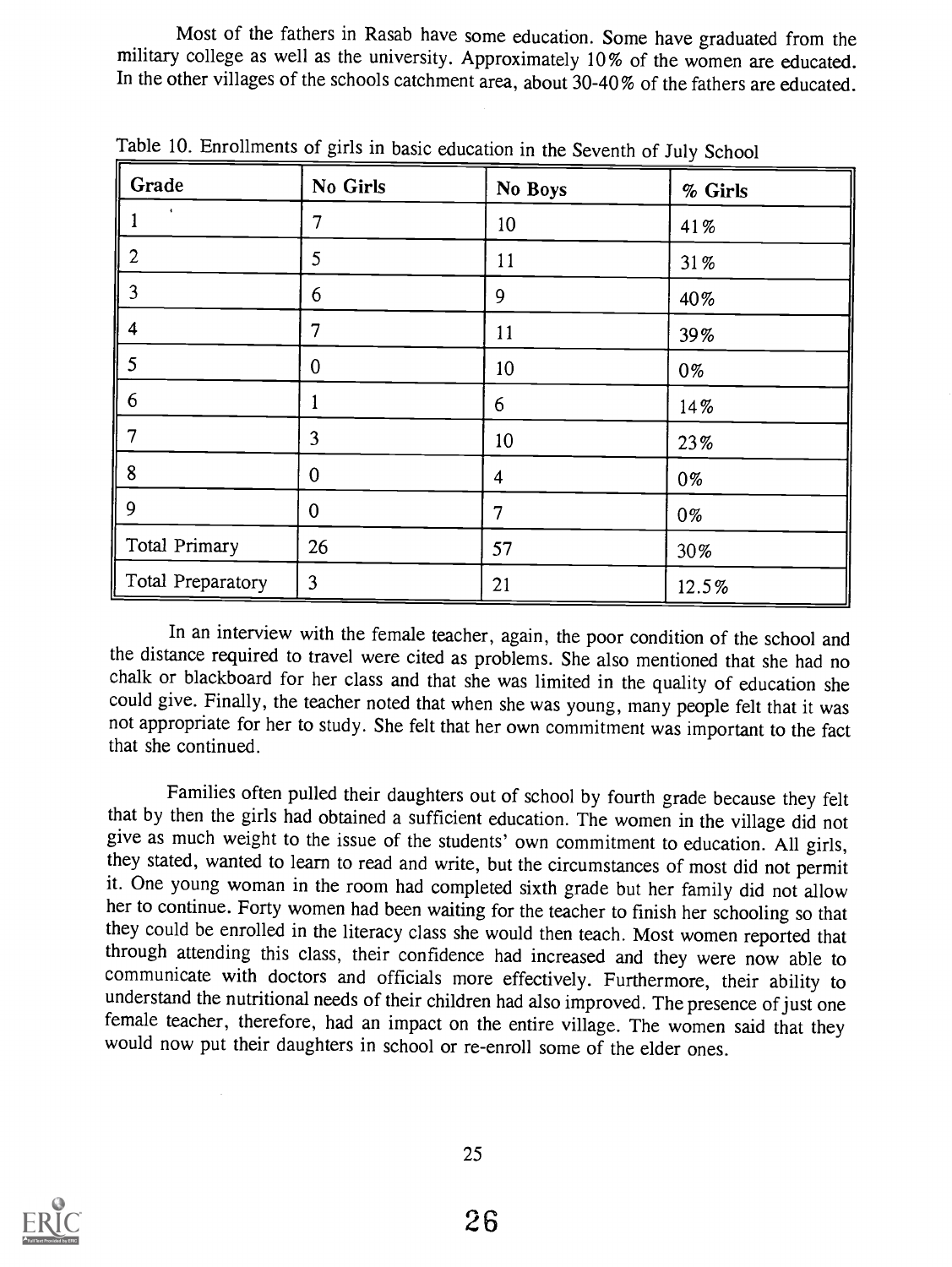Most of the fathers in Rasab have some education. Some have graduated from the military college as well as the university. Approximately 10% of the women are educated. In the other villages of the schools catchment area, about 30-40% of the fathers are educated.

Table 10. Enrollments of girls in basic education in the Seventh of July School

| Grade | No Girls | No Boys | % Girls |
|---|---|---|---|
| 1 | 7 | 10 | 41% |
| 2 | 5 | 11 | 31% |
| 3 | 6 | 9 | 40% |
| 4 | 7 | 11 | 39% |
| 5 | 0 | 10 | 0% |
| 6 | 1 | 6 | 14% |
| 7 | 3 | 10 | 23% |
| 8 | 0 | 4 | 0% |
| 9 | 0 | 7 | 0% |
| Total Primary | 26 | 57 | 30% |
| Total Preparatory | 3 | 21 | 12.5% |

In an interview with the female teacher, again, the poor condition of the school and the distance required to travel were cited as problems. She also mentioned that she had no chalk or blackboard for her class and that she was limited in the quality of education she could give. Finally, the teacher noted that when she was young, many people felt that it was not appropriate for her to study. She felt that her own commitment was important to the fact that she continued.

Families often pulled their daughters out of school by fourth grade because they felt that by then the girls had obtained a sufficient education. The women in the village did not give as much weight to the issue of the students' own commitment to education. All girls, they stated, wanted to learn to read and write, but the circumstances of most did not permit it. One young woman in the room had completed sixth grade but her family did not allow her to continue. Forty women had been waiting for the teacher to finish her schooling so that they could be enrolled in the literacy class she would then teach. Most women reported that through attending this class, their confidence had increased and they were now able to communicate with doctors and officials more effectively. Furthermore, their ability to understand the nutritional needs of their children had also improved. The presence of just one female teacher, therefore, had an impact on the entire village. The women said that they would now put their daughters in school or re-enroll some of the elder ones.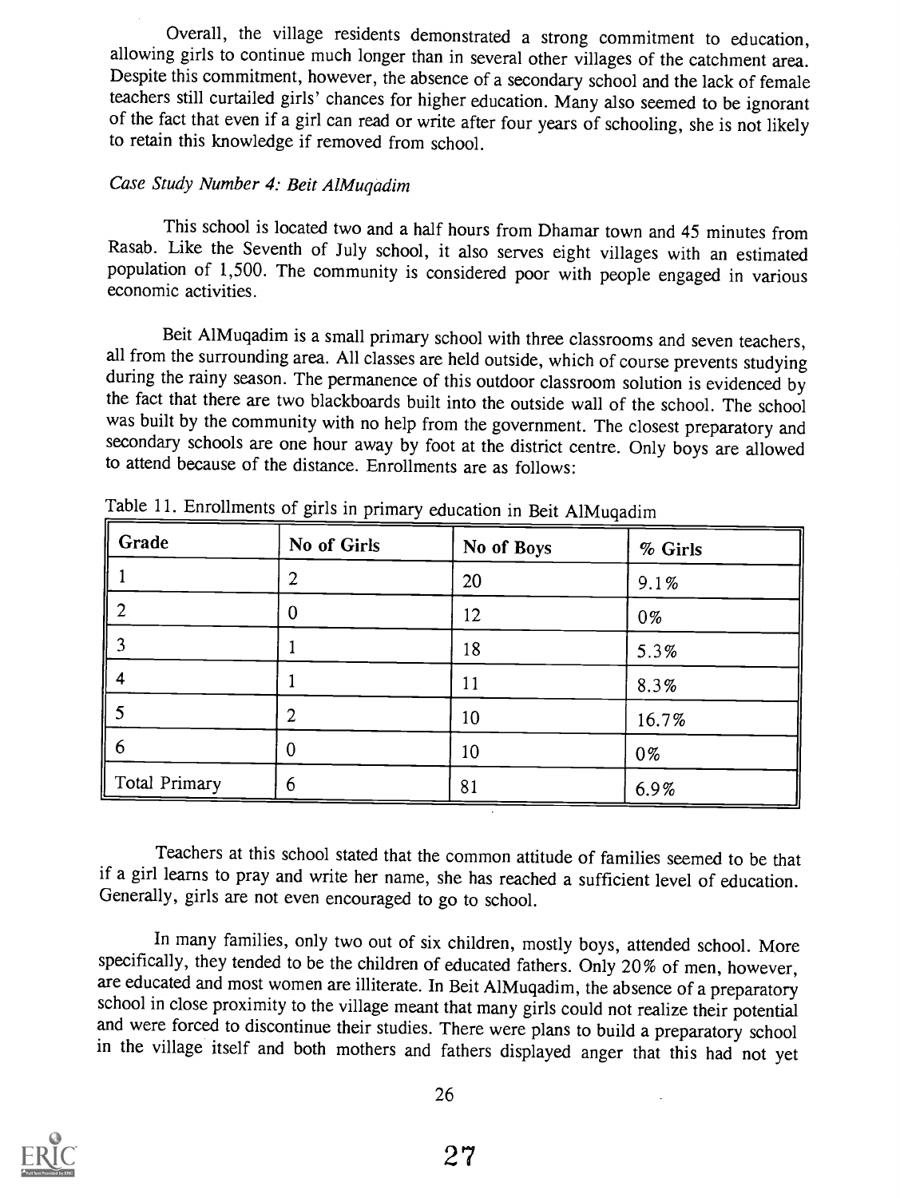Overall, the village residents demonstrated a strong commitment to education, allowing girls to continue much longer than in several other villages of the catchment area. Despite this commitment, however, the absence of a secondary school and the lack of female teachers still curtailed girls' chances for higher education. Many also seemed to be ignorant of the fact that even if a girl can read or write after four years of schooling, she is not likely to retain this knowledge if removed from school.

*Case Study Number 4: Beit AlMuqadim*

This school is located two and a half hours from Dhamar town and 45 minutes from Rasab. Like the Seventh of July school, it also serves eight villages with an estimated population of 1,500. The community is considered poor with people engaged in various economic activities.

Beit AlMuqadim is a small primary school with three classrooms and seven teachers, all from the surrounding area. All classes are held outside, which of course prevents studying during the rainy season. The permanence of this outdoor classroom solution is evidenced by the fact that there are two blackboards built into the outside wall of the school. The school was built by the community with no help from the government. The closest preparatory and secondary schools are one hour away by foot at the district centre. Only boys are allowed to attend because of the distance. Enrollments are as follows:

Table 11. Enrollments of girls in primary education in Beit AlMuqadim

| Grade | No of Girls | No of Boys | % Girls |
|---|---|---|---|
| 1 | 2 | 20 | 9.1% |
| 2 | 0 | 12 | 0% |
| 3 | 1 | 18 | 5.3% |
| 4 | 1 | 11 | 8.3% |
| 5 | 2 | 10 | 16.7% |
| 6 | 0 | 10 | 0% |
| Total Primary | 6 | 81 | 6.9% |

Teachers at this school stated that the common attitude of families seemed to be that if a girl learns to pray and write her name, she has reached a sufficient level of education. Generally, girls are not even encouraged to go to school.

In many families, only two out of six children, mostly boys, attended school. More specifically, they tended to be the children of educated fathers. Only 20% of men, however, are educated and most women are illiterate. In Beit AlMuqadim, the absence of a preparatory school in close proximity to the village meant that many girls could not realize their potential and were forced to discontinue their studies. There were plans to build a preparatory school in the village itself and both mothers and fathers displayed anger that this had not yet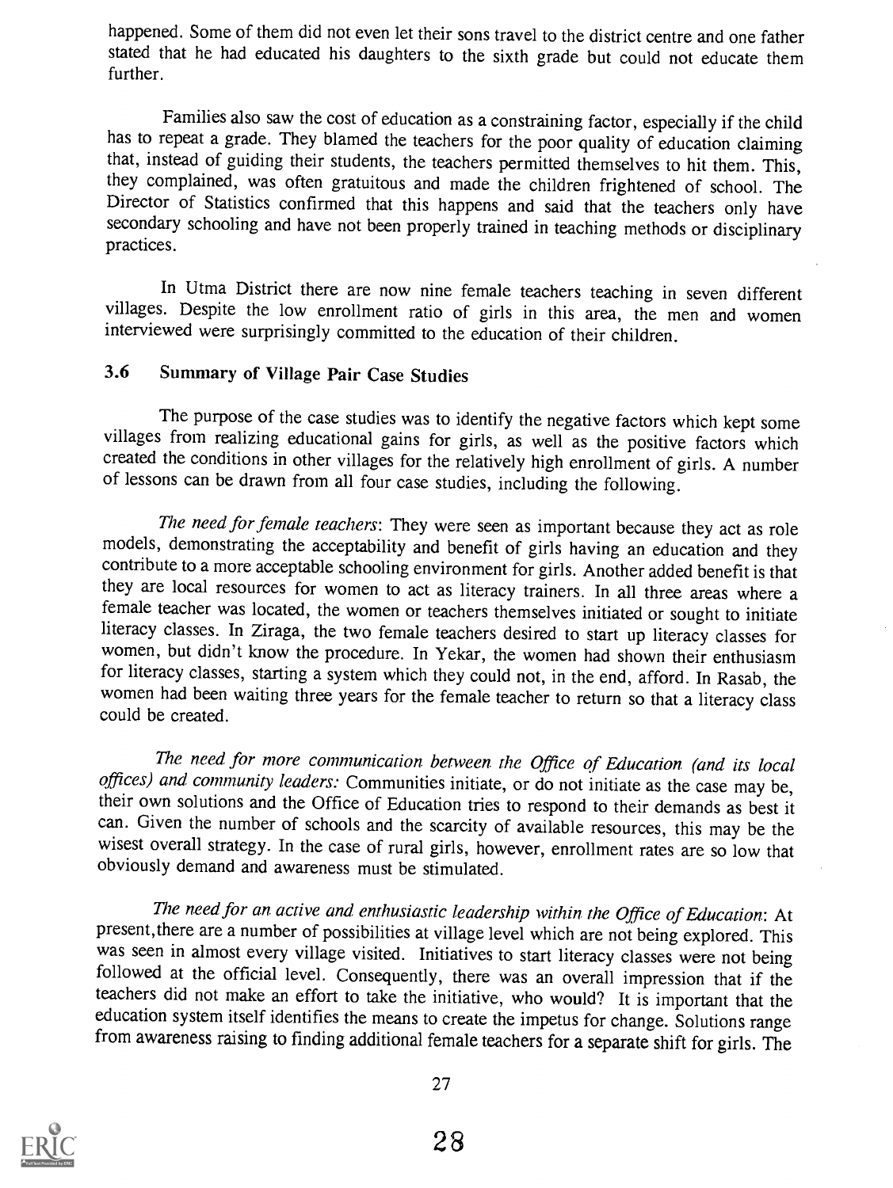happened. Some of them did not even let their sons travel to the district centre and one father stated that he had educated his daughters to the sixth grade but could not educate them further.

Families also saw the cost of education as a constraining factor, especially if the child has to repeat a grade. They blamed the teachers for the poor quality of education claiming that, instead of guiding their students, the teachers permitted themselves to hit them. This, they complained, was often gratuitous and made the children frightened of school. The Director of Statistics confirmed that this happens and said that the teachers only have secondary schooling and have not been properly trained in teaching methods or disciplinary practices.

In Utma District there are now nine female teachers teaching in seven different villages. Despite the low enrollment ratio of girls in this area, the men and women interviewed were surprisingly committed to the education of their children.

### 3.6 Summary of Village Pair Case Studies

The purpose of the case studies was to identify the negative factors which kept some villages from realizing educational gains for girls, as well as the positive factors which created the conditions in other villages for the relatively high enrollment of girls. A number of lessons can be drawn from all four case studies, including the following.

*The need for female teachers*: They were seen as important because they act as role models, demonstrating the acceptability and benefit of girls having an education and they contribute to a more acceptable schooling environment for girls. Another added benefit is that they are local resources for women to act as literacy trainers. In all three areas where a female teacher was located, the women or teachers themselves initiated or sought to initiate literacy classes. In Ziraga, the two female teachers desired to start up literacy classes for women, but didn't know the procedure. In Yekar, the women had shown their enthusiasm for literacy classes, starting a system which they could not, in the end, afford. In Rasab, the women had been waiting three years for the female teacher to return so that a literacy class could be created.

*The need for more communication between the Office of Education (and its local offices) and community leaders:* Communities initiate, or do not initiate as the case may be, their own solutions and the Office of Education tries to respond to their demands as best it can. Given the number of schools and the scarcity of available resources, this may be the wisest overall strategy. In the case of rural girls, however, enrollment rates are so low that obviously demand and awareness must be stimulated.

*The need for an active and enthusiastic leadership within the Office of Education*: At present, there are a number of possibilities at village level which are not being explored. This was seen in almost every village visited. Initiatives to start literacy classes were not being followed at the official level. Consequently, there was an overall impression that if the teachers did not make an effort to take the initiative, who would? It is important that the education system itself identifies the means to create the impetus for change. Solutions range from awareness raising to finding additional female teachers for a separate shift for girls. The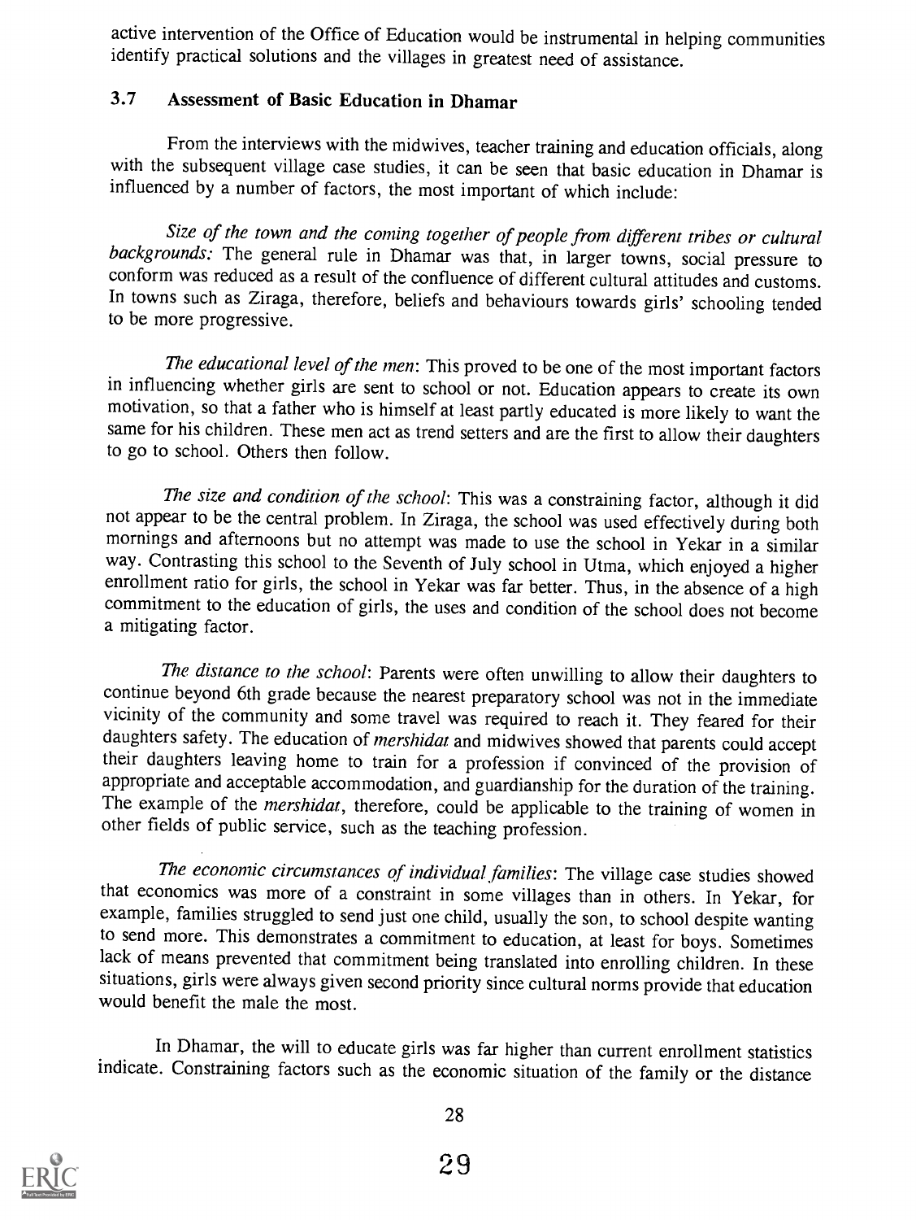active intervention of the Office of Education would be instrumental in helping communities identify practical solutions and the villages in greatest need of assistance.

### 3.7 Assessment of Basic Education in Dhamar

From the interviews with the midwives, teacher training and education officials, along with the subsequent village case studies, it can be seen that basic education in Dhamar is influenced by a number of factors, the most important of which include:

*Size of the town and the coming together of people from different tribes or cultural backgrounds:* The general rule in Dhamar was that, in larger towns, social pressure to conform was reduced as a result of the confluence of different cultural attitudes and customs. In towns such as Ziraga, therefore, beliefs and behaviours towards girls' schooling tended to be more progressive.

*The educational level of the men*: This proved to be one of the most important factors in influencing whether girls are sent to school or not. Education appears to create its own motivation, so that a father who is himself at least partly educated is more likely to want the same for his children. These men act as trend setters and are the first to allow their daughters to go to school. Others then follow.

*The size and condition of the school*: This was a constraining factor, although it did not appear to be the central problem. In Ziraga, the school was used effectively during both mornings and afternoons but no attempt was made to use the school in Yekar in a similar way. Contrasting this school to the Seventh of July school in Utma, which enjoyed a higher enrollment ratio for girls, the school in Yekar was far better. Thus, in the absence of a high commitment to the education of girls, the uses and condition of the school does not become a mitigating factor.

*The distance to the school*: Parents were often unwilling to allow their daughters to continue beyond 6th grade because the nearest preparatory school was not in the immediate vicinity of the community and some travel was required to reach it. They feared for their daughters safety. The education of *mershidat* and midwives showed that parents could accept their daughters leaving home to train for a profession if convinced of the provision of appropriate and acceptable accommodation, and guardianship for the duration of the training. The example of the *mershidat*, therefore, could be applicable to the training of women in other fields of public service, such as the teaching profession.

*The economic circumstances of individual families*: The village case studies showed that economics was more of a constraint in some villages than in others. In Yekar, for example, families struggled to send just one child, usually the son, to school despite wanting to send more. This demonstrates a commitment to education, at least for boys. Sometimes lack of means prevented that commitment being translated into enrolling children. In these situations, girls were always given second priority since cultural norms provide that education would benefit the male the most.

In Dhamar, the will to educate girls was far higher than current enrollment statistics indicate. Constraining factors such as the economic situation of the family or the distance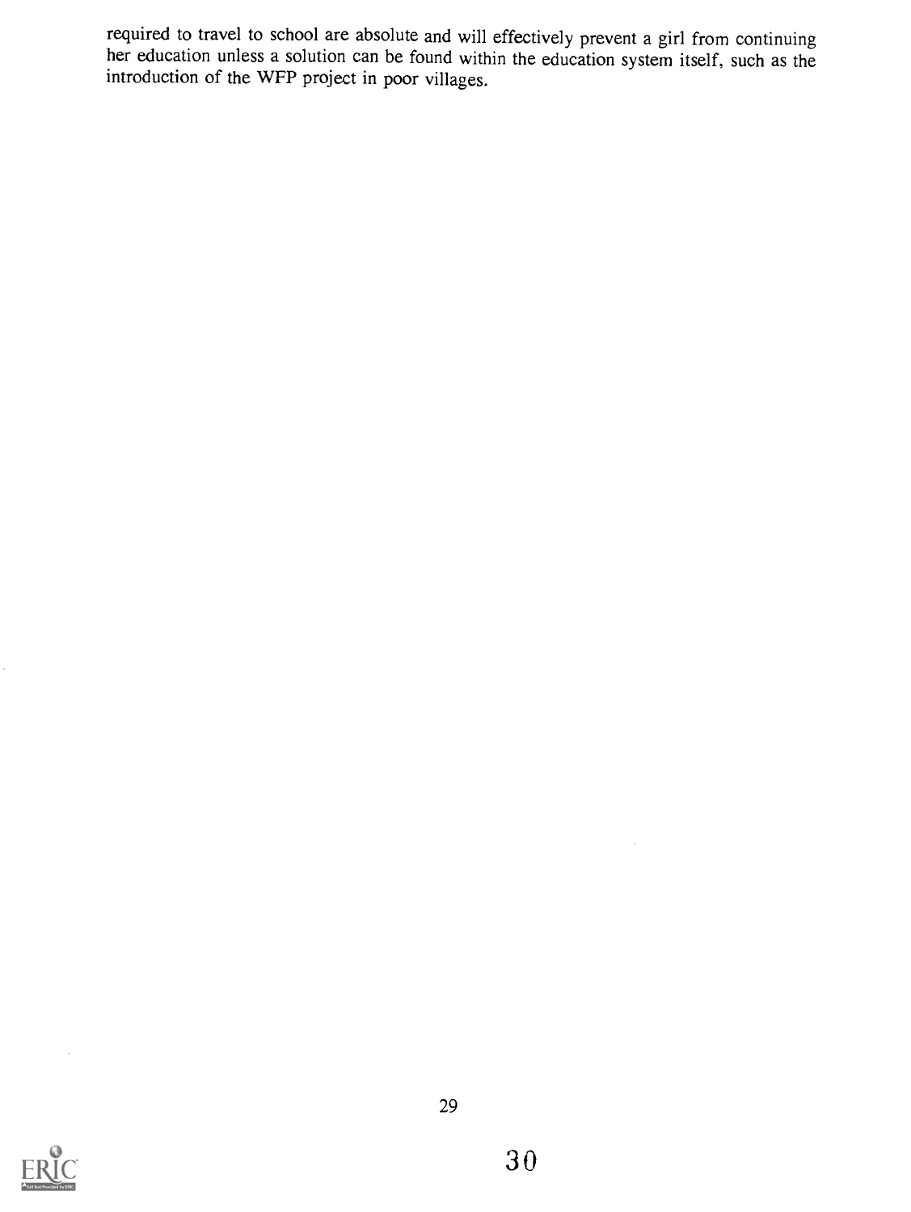required to travel to school are absolute and will effectively prevent a girl from continuing her education unless a solution can be found within the education system itself, such as the introduction of the WFP project in poor villages.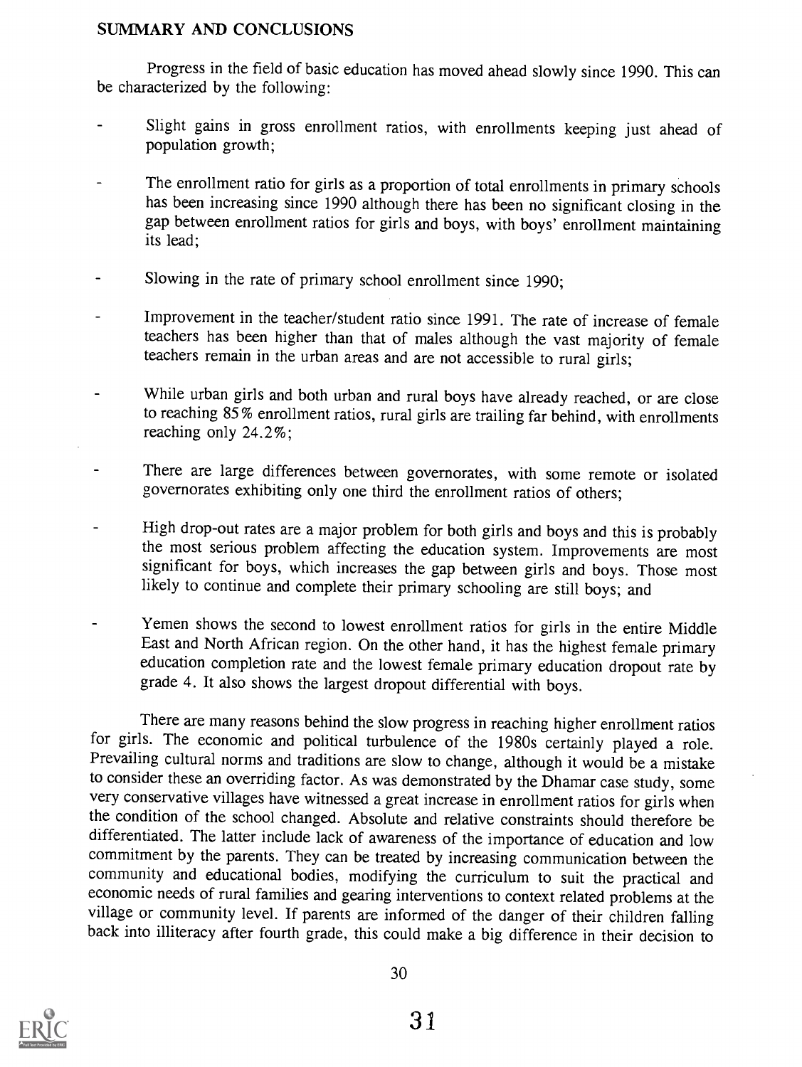## SUMMARY AND CONCLUSIONS

Progress in the field of basic education has moved ahead slowly since 1990. This can be characterized by the following:

- Slight gains in gross enrollment ratios, with enrollments keeping just ahead of population growth;
- The enrollment ratio for girls as a proportion of total enrollments in primary schools has been increasing since 1990 although there has been no significant closing in the gap between enrollment ratios for girls and boys, with boys' enrollment maintaining its lead;
- Slowing in the rate of primary school enrollment since 1990;
- Improvement in the teacher/student ratio since 1991. The rate of increase of female teachers has been higher than that of males although the vast majority of female teachers remain in the urban areas and are not accessible to rural girls;
- While urban girls and both urban and rural boys have already reached, or are close to reaching 85% enrollment ratios, rural girls are trailing far behind, with enrollments reaching only 24.2%;
- There are large differences between governorates, with some remote or isolated governorates exhibiting only one third the enrollment ratios of others;
- High drop-out rates are a major problem for both girls and boys and this is probably the most serious problem affecting the education system. Improvements are most significant for boys, which increases the gap between girls and boys. Those most likely to continue and complete their primary schooling are still boys; and
- Yemen shows the second to lowest enrollment ratios for girls in the entire Middle East and North African region. On the other hand, it has the highest female primary education completion rate and the lowest female primary education dropout rate by grade 4. It also shows the largest dropout differential with boys.

There are many reasons behind the slow progress in reaching higher enrollment ratios for girls. The economic and political turbulence of the 1980s certainly played a role. Prevailing cultural norms and traditions are slow to change, although it would be a mistake to consider these an overriding factor. As was demonstrated by the Dhamar case study, some very conservative villages have witnessed a great increase in enrollment ratios for girls when the condition of the school changed. Absolute and relative constraints should therefore be differentiated. The latter include lack of awareness of the importance of education and low commitment by the parents. They can be treated by increasing communication between the community and educational bodies, modifying the curriculum to suit the practical and economic needs of rural families and gearing interventions to context related problems at the village or community level. If parents are informed of the danger of their children falling back into illiteracy after fourth grade, this could make a big difference in their decision to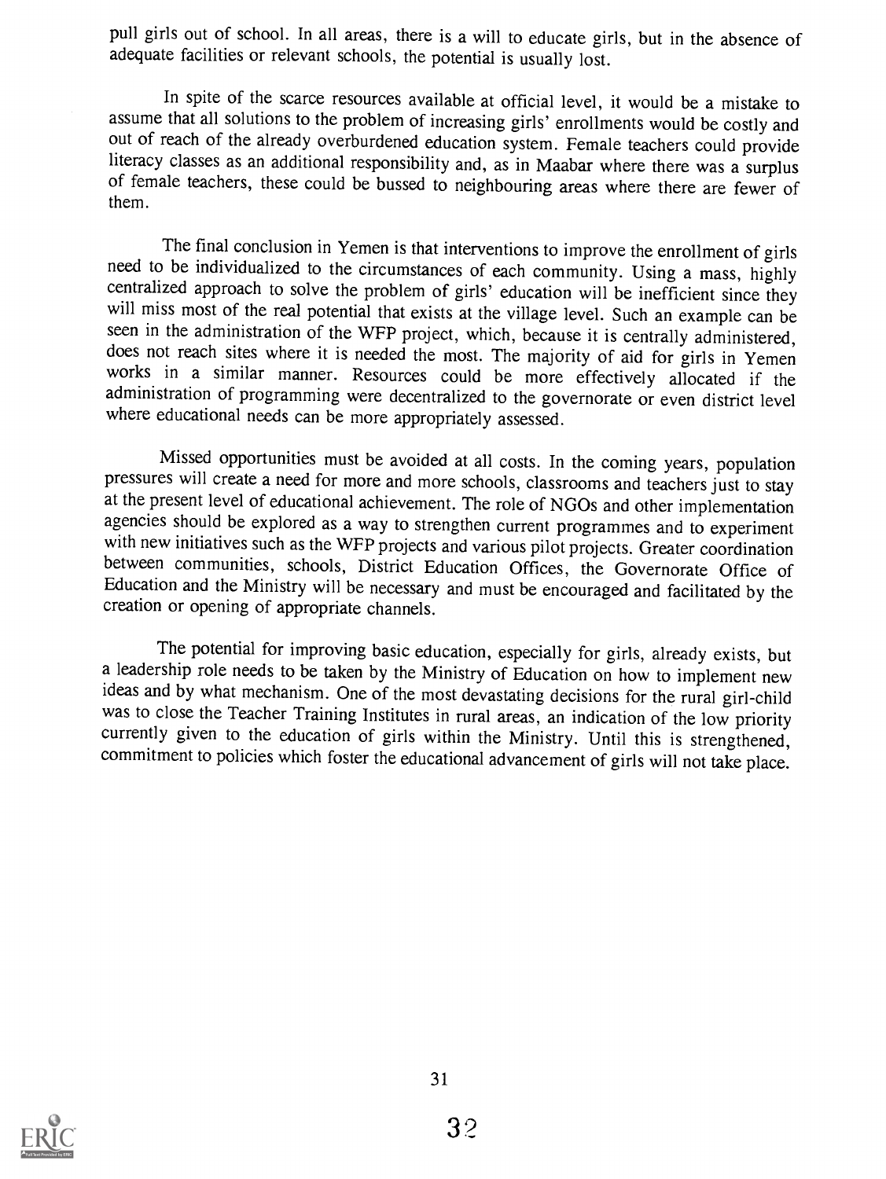pull girls out of school. In all areas, there is a will to educate girls, but in the absence of adequate facilities or relevant schools, the potential is usually lost.

In spite of the scarce resources available at official level, it would be a mistake to assume that all solutions to the problem of increasing girls' enrollments would be costly and out of reach of the already overburdened education system. Female teachers could provide literacy classes as an additional responsibility and, as in Maabar where there was a surplus of female teachers, these could be bussed to neighbouring areas where there are fewer of them.

The final conclusion in Yemen is that interventions to improve the enrollment of girls need to be individualized to the circumstances of each community. Using a mass, highly centralized approach to solve the problem of girls' education will be inefficient since they will miss most of the real potential that exists at the village level. Such an example can be seen in the administration of the WFP project, which, because it is centrally administered, does not reach sites where it is needed the most. The majority of aid for girls in Yemen works in a similar manner. Resources could be more effectively allocated if the administration of programming were decentralized to the governorate or even district level where educational needs can be more appropriately assessed.

Missed opportunities must be avoided at all costs. In the coming years, population pressures will create a need for more and more schools, classrooms and teachers just to stay at the present level of educational achievement. The role of NGOs and other implementation agencies should be explored as a way to strengthen current programmes and to experiment with new initiatives such as the WFP projects and various pilot projects. Greater coordination between communities, schools, District Education Offices, the Governorate Office of Education and the Ministry will be necessary and must be encouraged and facilitated by the creation or opening of appropriate channels.

The potential for improving basic education, especially for girls, already exists, but a leadership role needs to be taken by the Ministry of Education on how to implement new ideas and by what mechanism. One of the most devastating decisions for the rural girl-child was to close the Teacher Training Institutes in rural areas, an indication of the low priority currently given to the education of girls within the Ministry. Until this is strengthened, commitment to policies which foster the educational advancement of girls will not take place.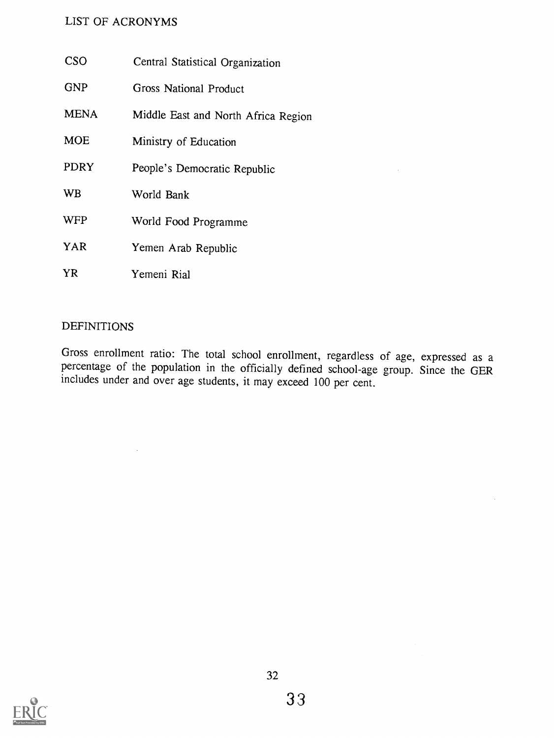## LIST OF ACRONYMS

| | |
|---|---|
| CSO | Central Statistical Organization |
| GNP | Gross National Product |
| MENA | Middle East and North Africa Region |
| MOE | Ministry of Education |
| PDRY | People's Democratic Republic |
| WB | World Bank |
| WFP | World Food Programme |
| YAR | Yemen Arab Republic |
| YR | Yemeni Rial |

## DEFINITIONS

Gross enrollment ratio: The total school enrollment, regardless of age, expressed as a percentage of the population in the officially defined school-age group. Since the GER includes under and over age students, it may exceed 100 per cent.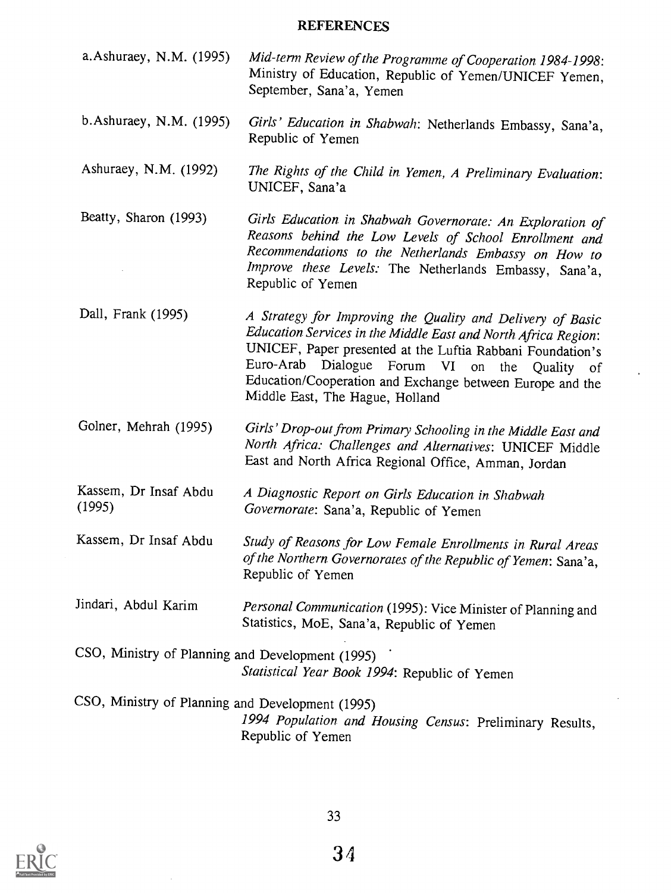# REFERENCES

a.Ashuraey, N.M. (1995) *Mid-term Review of the Programme of Cooperation 1984-1998*: Ministry of Education, Republic of Yemen/UNICEF Yemen, September, Sana'a, Yemen

b.Ashuraey, N.M. (1995) *Girls' Education in Shabwah*: Netherlands Embassy, Sana'a, Republic of Yemen

Ashuraey, N.M. (1992) *The Rights of the Child in Yemen, A Preliminary Evaluation*: UNICEF, Sana'a

Beatty, Sharon (1993) *Girls Education in Shabwah Governorate: An Exploration of Reasons behind the Low Levels of School Enrollment and Recommendations to the Netherlands Embassy on How to Improve these Levels:* The Netherlands Embassy, Sana'a, Republic of Yemen

Dall, Frank (1995) *A Strategy for Improving the Quality and Delivery of Basic Education Services in the Middle East and North Africa Region*: UNICEF, Paper presented at the Luftia Rabbani Foundation's Euro-Arab Dialogue Forum VI on the Quality of Education/Cooperation and Exchange between Europe and the Middle East, The Hague, Holland

Golner, Mehrah (1995) *Girls' Drop-out from Primary Schooling in the Middle East and North Africa: Challenges and Alternatives*: UNICEF Middle East and North Africa Regional Office, Amman, Jordan

Kassem, Dr Insaf Abdu (1995) *A Diagnostic Report on Girls Education in Shabwah Governorate*: Sana'a, Republic of Yemen

Kassem, Dr Insaf Abdu *Study of Reasons for Low Female Enrollments in Rural Areas of the Northern Governorates of the Republic of Yemen*: Sana'a, Republic of Yemen

Jindari, Abdul Karim *Personal Communication* (1995): Vice Minister of Planning and Statistics, MoE, Sana'a, Republic of Yemen

CSO, Ministry of Planning and Development (1995) *Statistical Year Book 1994*: Republic of Yemen

CSO, Ministry of Planning and Development (1995) *1994 Population and Housing Census*: Preliminary Results, Republic of Yemen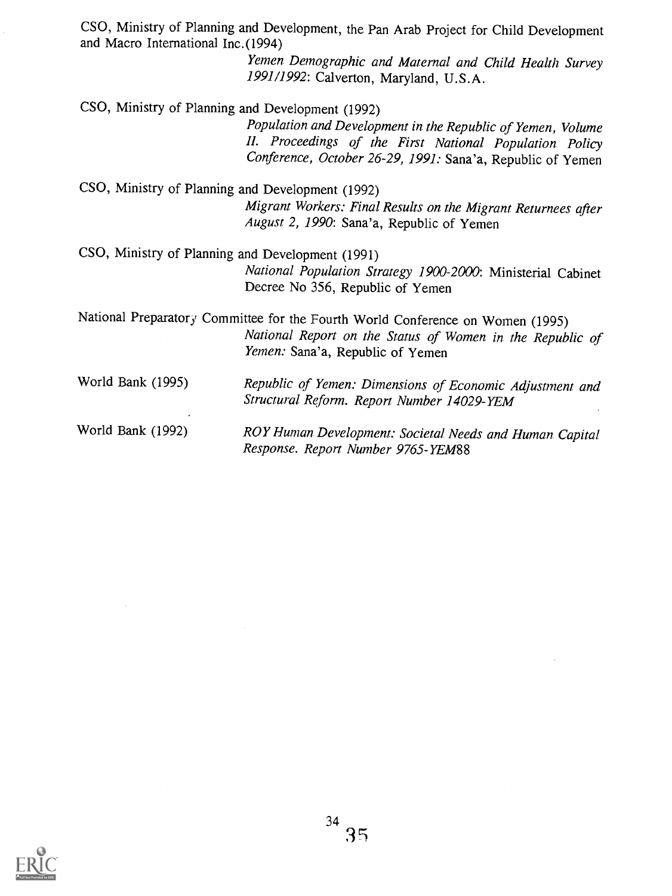CSO, Ministry of Planning and Development, the Pan Arab Project for Child Development and Macro International Inc.(1994)

*Yemen Demographic and Maternal and Child Health Survey 1991/1992*: Calverton, Maryland, U.S.A.

CSO, Ministry of Planning and Development (1992)

*Population and Development in the Republic of Yemen, Volume II. Proceedings of the First National Population Policy Conference, October 26-29, 1991:* Sana'a, Republic of Yemen

CSO, Ministry of Planning and Development (1992)

*Migrant Workers: Final Results on the Migrant Returnees after August 2, 1990*: Sana'a, Republic of Yemen

CSO, Ministry of Planning and Development (1991)

*National Population Strategy 1900-2000*: Ministerial Cabinet Decree No 356, Republic of Yemen

National Preparatory Committee for the Fourth World Conference on Women (1995)

*National Report on the Status of Women in the Republic of Yemen:* Sana'a, Republic of Yemen

World Bank (1995) *Republic of Yemen: Dimensions of Economic Adjustment and Structural Reform. Report Number 14029-YEM*

World Bank (1992) *ROY Human Development: Societal Needs and Human Capital Response. Report Number 9765-YEM*88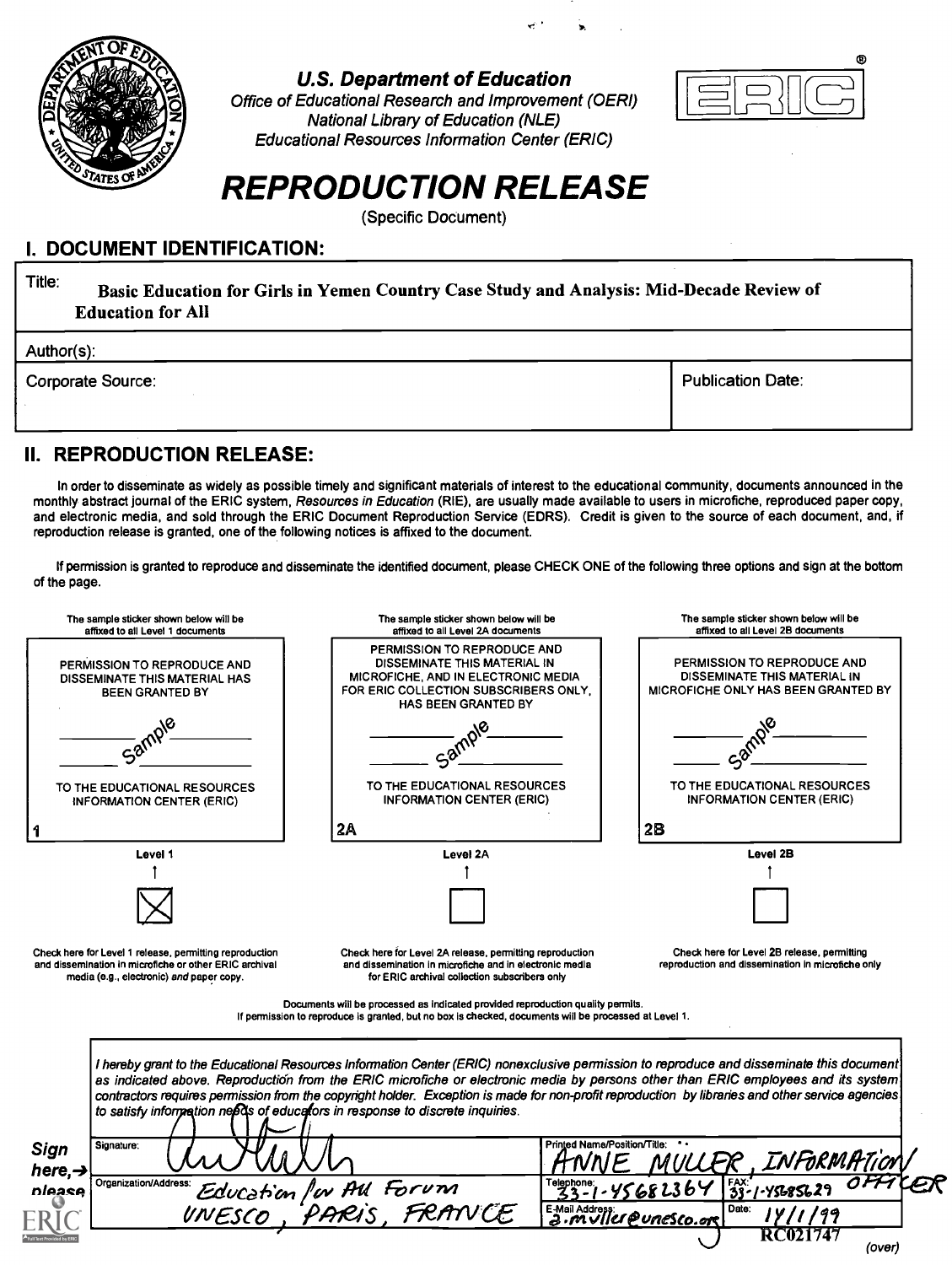U.S. Department of Education
*Office of Educational Research and Improvement (OERI)*
*National Library of Education (NLE)*
*Educational Resources Information Center (ERIC)*

ERIC®

# REPRODUCTION RELEASE

(Specific Document)

## I. DOCUMENT IDENTIFICATION:

Title: **Basic Education for Girls in Yemen Country Case Study and Analysis: Mid-Decade Review of Education for All**

Author(s):

Corporate Source:

Publication Date:

## II. REPRODUCTION RELEASE:

In order to disseminate as widely as possible timely and significant materials of interest to the educational community, documents announced in the monthly abstract journal of the ERIC system, *Resources in Education* (RIE), are usually made available to users in microfiche, reproduced paper copy, and electronic media, and sold through the ERIC Document Reproduction Service (EDRS). Credit is given to the source of each document, and, if reproduction release is granted, one of the following notices is affixed to the document.

If permission is granted to reproduce and disseminate the identified document, please CHECK ONE of the following three options and sign at the bottom of the page.

| The sample sticker shown below will be affixed to all Level 1 documents | The sample sticker shown below will be affixed to all Level 2A documents | The sample sticker shown below will be affixed to all Level 2B documents |
|---|---|---|
| PERMISSION TO REPRODUCE AND DISSEMINATE THIS MATERIAL HAS BEEN GRANTED BY _____ Sample _____ TO THE EDUCATIONAL RESOURCES INFORMATION CENTER (ERIC) | PERMISSION TO REPRODUCE AND DISSEMINATE THIS MATERIAL IN MICROFICHE, AND IN ELECTRONIC MEDIA FOR ERIC COLLECTION SUBSCRIBERS ONLY, HAS BEEN GRANTED BY _____ Sample _____ TO THE EDUCATIONAL RESOURCES INFORMATION CENTER (ERIC) | PERMISSION TO REPRODUCE AND DISSEMINATE THIS MATERIAL IN MICROFICHE ONLY HAS BEEN GRANTED BY _____ Sample _____ TO THE EDUCATIONAL RESOURCES INFORMATION CENTER (ERIC) |
| 1 | 2A | 2B |
| Level 1 | Level 2A | Level 2B |
| ☒ | ☐ | ☐ |
| Check here for Level 1 release, permitting reproduction and dissemination in microfiche or other ERIC archival media (e.g., electronic) *and* paper copy. | Check here for Level 2A release, permitting reproduction and dissemination in microfiche and in electronic media for ERIC archival collection subscribers only | Check here for Level 2B release, permitting reproduction and dissemination in microfiche only |

Documents will be processed as indicated provided reproduction quality permits.
If permission to reproduce is granted, but no box is checked, documents will be processed at Level 1.

*I hereby grant to the Educational Resources Information Center (ERIC) nonexclusive permission to reproduce and disseminate this document as indicated above. Reproduction from the ERIC microfiche or electronic media by persons other than ERIC employees and its system contractors requires permission from the copyright holder. Exception is made for non-profit reproduction by libraries and other service agencies to satisfy information needs of educators in response to discrete inquiries.*

**Sign here, → please**

| Signature: [signature] | Printed Name/Position/Title: ANNE MULLER, INFORMATION OFFICER | |
|---|---|---|
| Organization/Address: Education for All Forum UNESCO, PARIS, FRANCE | Telephone: 33-1-45682364 | FAX: 33-1-45685629 |
| | E-Mail Address: a.muller@unesco.org | Date: 14/1/99 |

RC021747

(over)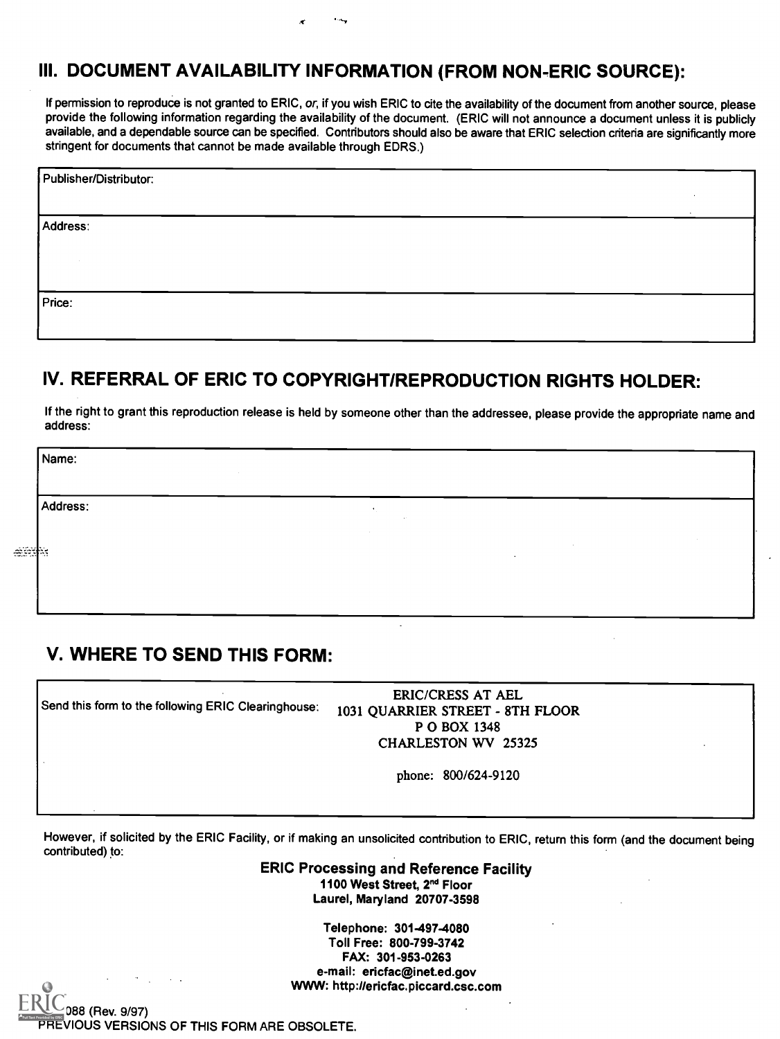## III. DOCUMENT AVAILABILITY INFORMATION (FROM NON-ERIC SOURCE):

If permission to reproduce is not granted to ERIC, *or*, if you wish ERIC to cite the availability of the document from another source, please provide the following information regarding the availability of the document. (ERIC will not announce a document unless it is publicly available, and a dependable source can be specified. Contributors should also be aware that ERIC selection criteria are significantly more stringent for documents that cannot be made available through EDRS.)

Publisher/Distributor:

Address:

Price:

## IV. REFERRAL OF ERIC TO COPYRIGHT/REPRODUCTION RIGHTS HOLDER:

If the right to grant this reproduction release is held by someone other than the addressee, please provide the appropriate name and address:

Name:

Address:

## V. WHERE TO SEND THIS FORM:

Send this form to the following ERIC Clearinghouse:

ERIC/CRESS AT AEL
1031 QUARRIER STREET - 8TH FLOOR
P O BOX 1348
CHARLESTON WV 25325

phone: 800/624-9120

However, if solicited by the ERIC Facility, or if making an unsolicited contribution to ERIC, return this form (and the document being contributed) to:

**ERIC Processing and Reference Facility**
**1100 West Street, 2nd Floor**
**Laurel, Maryland 20707-3598**

**Telephone: 301-497-4080**
**Toll Free: 800-799-3742**
**FAX: 301-953-0263**
**e-mail: ericfac@inet.ed.gov**
**WWW: http://ericfac.piccard.csc.com**

088 (Rev. 9/97)
PREVIOUS VERSIONS OF THIS FORM ARE OBSOLETE.